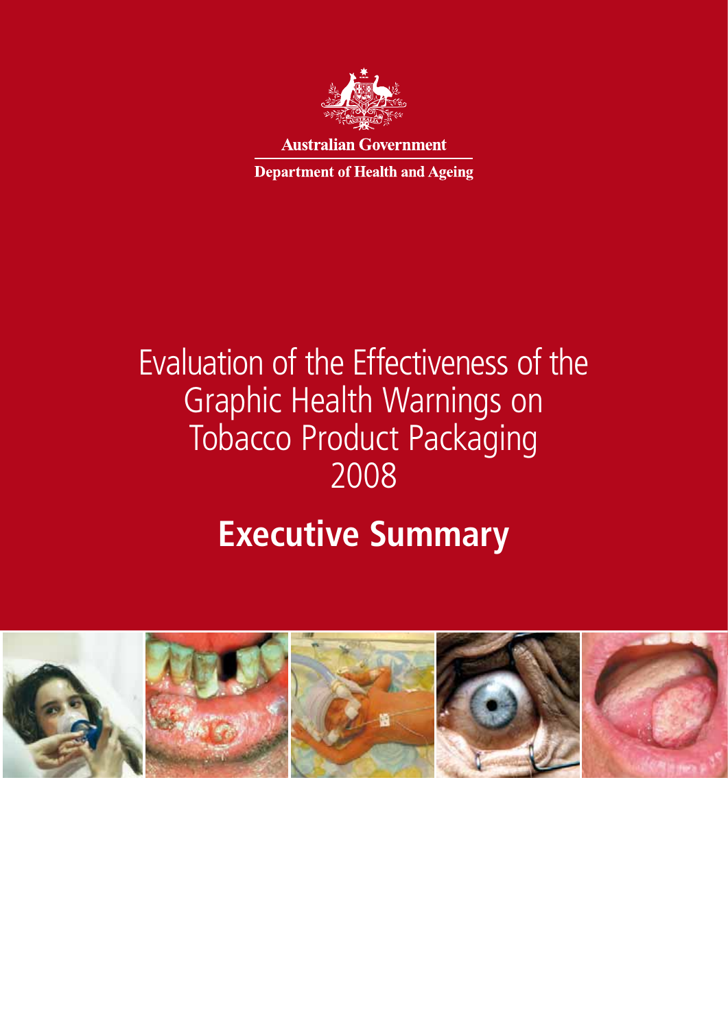Australian Government

Department of Health and Ageing

# Evaluation of the Effectiveness of the Graphic Health Warnings on Tobacco Product Packaging 2008

## Executive Summary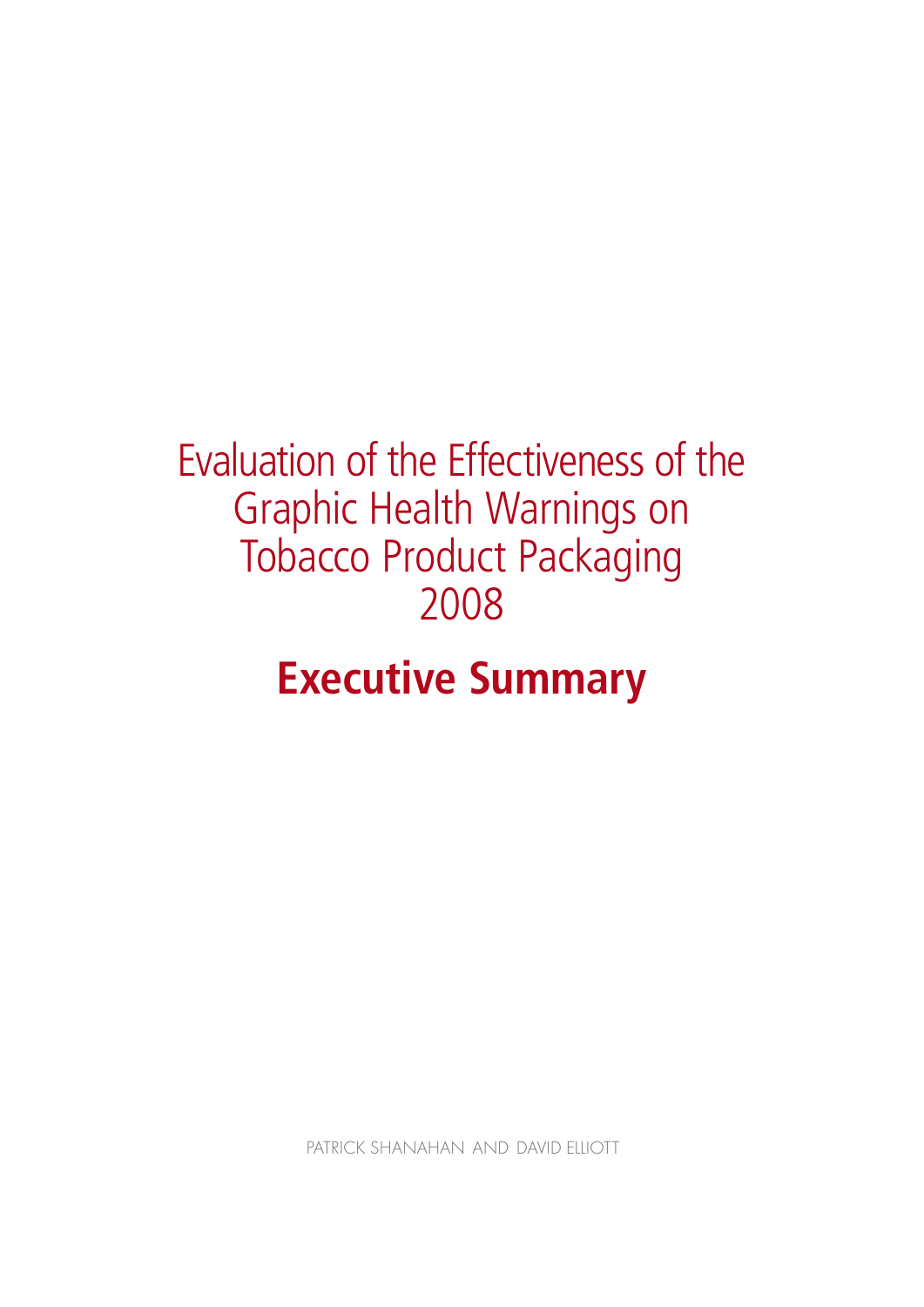# Evaluation of the Effectiveness of the Graphic Health Warnings on Tobacco Product Packaging 2008

## Executive Summary

PATRICK SHANAHAN AND DAVID ELLIOTT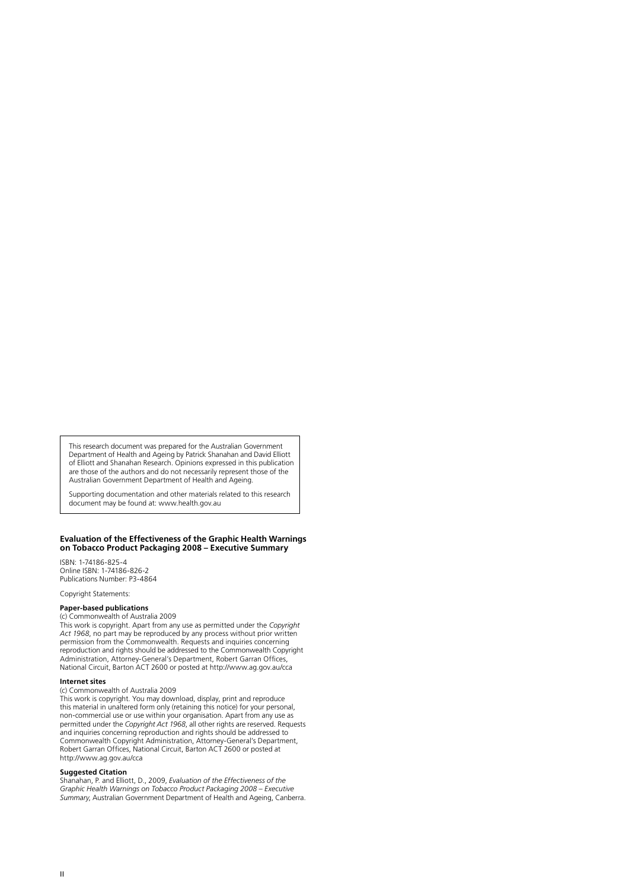This research document was prepared for the Australian Government Department of Health and Ageing by Patrick Shanahan and David Elliott of Elliott and Shanahan Research. Opinions expressed in this publication are those of the authors and do not necessarily represent those of the Australian Government Department of Health and Ageing.

Supporting documentation and other materials related to this research document may be found at: www.health.gov.au

**Evaluation of the Effectiveness of the Graphic Health Warnings on Tobacco Product Packaging 2008 – Executive Summary**

ISBN: 1-74186-825-4
Online ISBN: 1-74186-826-2
Publications Number: P3-4864

Copyright Statements:

**Paper-based publications**

(c) Commonwealth of Australia 2009

This work is copyright. Apart from any use as permitted under the *Copyright Act 1968*, no part may be reproduced by any process without prior written permission from the Commonwealth. Requests and inquiries concerning reproduction and rights should be addressed to the Commonwealth Copyright Administration, Attorney-General's Department, Robert Garran Offices, National Circuit, Barton ACT 2600 or posted at http://www.ag.gov.au/cca

**Internet sites**

(c) Commonwealth of Australia 2009

This work is copyright. You may download, display, print and reproduce this material in unaltered form only (retaining this notice) for your personal, non-commercial use or use within your organisation. Apart from any use as permitted under the *Copyright Act 1968*, all other rights are reserved. Requests and inquiries concerning reproduction and rights should be addressed to Commonwealth Copyright Administration, Attorney-General's Department, Robert Garran Offices, National Circuit, Barton ACT 2600 or posted at http://www.ag.gov.au/cca

**Suggested Citation**

Shanahan, P. and Elliott, D., 2009, *Evaluation of the Effectiveness of the Graphic Health Warnings on Tobacco Product Packaging 2008 – Executive Summary*, Australian Government Department of Health and Ageing, Canberra.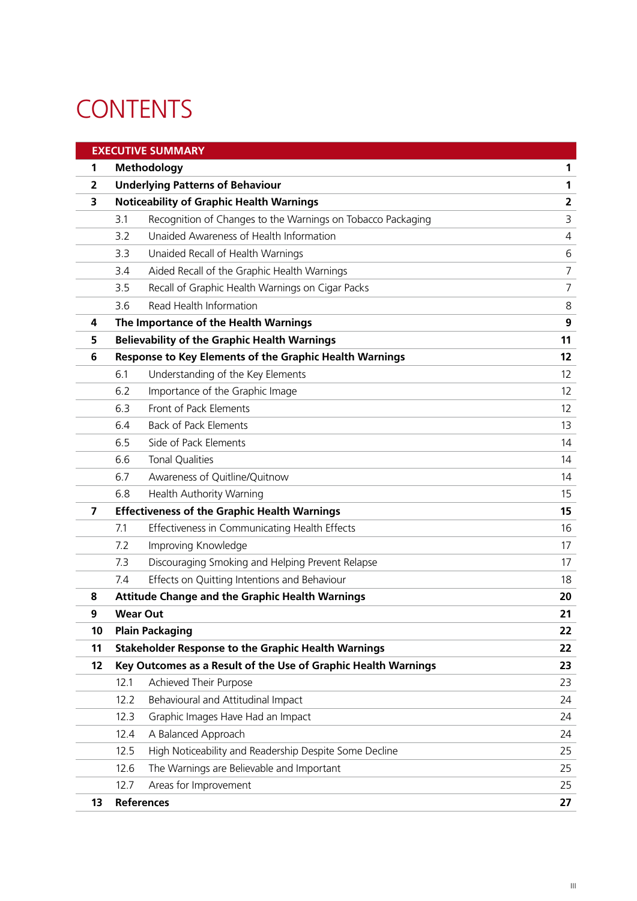# CONTENTS

| EXECUTIVE SUMMARY | | |
|---|---|---|
| **1** | **Methodology** | **1** |
| **2** | **Underlying Patterns of Behaviour** | **1** |
| **3** | **Noticeability of Graphic Health Warnings** | **2** |
| 3.1 | Recognition of Changes to the Warnings on Tobacco Packaging | 3 |
| 3.2 | Unaided Awareness of Health Information | 4 |
| 3.3 | Unaided Recall of Health Warnings | 6 |
| 3.4 | Aided Recall of the Graphic Health Warnings | 7 |
| 3.5 | Recall of Graphic Health Warnings on Cigar Packs | 7 |
| 3.6 | Read Health Information | 8 |
| **4** | **The Importance of the Health Warnings** | **9** |
| **5** | **Believability of the Graphic Health Warnings** | **11** |
| **6** | **Response to Key Elements of the Graphic Health Warnings** | **12** |
| 6.1 | Understanding of the Key Elements | 12 |
| 6.2 | Importance of the Graphic Image | 12 |
| 6.3 | Front of Pack Elements | 12 |
| 6.4 | Back of Pack Elements | 13 |
| 6.5 | Side of Pack Elements | 14 |
| 6.6 | Tonal Qualities | 14 |
| 6.7 | Awareness of Quitline/Quitnow | 14 |
| 6.8 | Health Authority Warning | 15 |
| **7** | **Effectiveness of the Graphic Health Warnings** | **15** |
| 7.1 | Effectiveness in Communicating Health Effects | 16 |
| 7.2 | Improving Knowledge | 17 |
| 7.3 | Discouraging Smoking and Helping Prevent Relapse | 17 |
| 7.4 | Effects on Quitting Intentions and Behaviour | 18 |
| **8** | **Attitude Change and the Graphic Health Warnings** | **20** |
| **9** | **Wear Out** | **21** |
| **10** | **Plain Packaging** | **22** |
| **11** | **Stakeholder Response to the Graphic Health Warnings** | **22** |
| **12** | **Key Outcomes as a Result of the Use of Graphic Health Warnings** | **23** |
| 12.1 | Achieved Their Purpose | 23 |
| 12.2 | Behavioural and Attitudinal Impact | 24 |
| 12.3 | Graphic Images Have Had an Impact | 24 |
| 12.4 | A Balanced Approach | 24 |
| 12.5 | High Noticeability and Readership Despite Some Decline | 25 |
| 12.6 | The Warnings are Believable and Important | 25 |
| 12.7 | Areas for Improvement | 25 |
| **13** | **References** | **27** |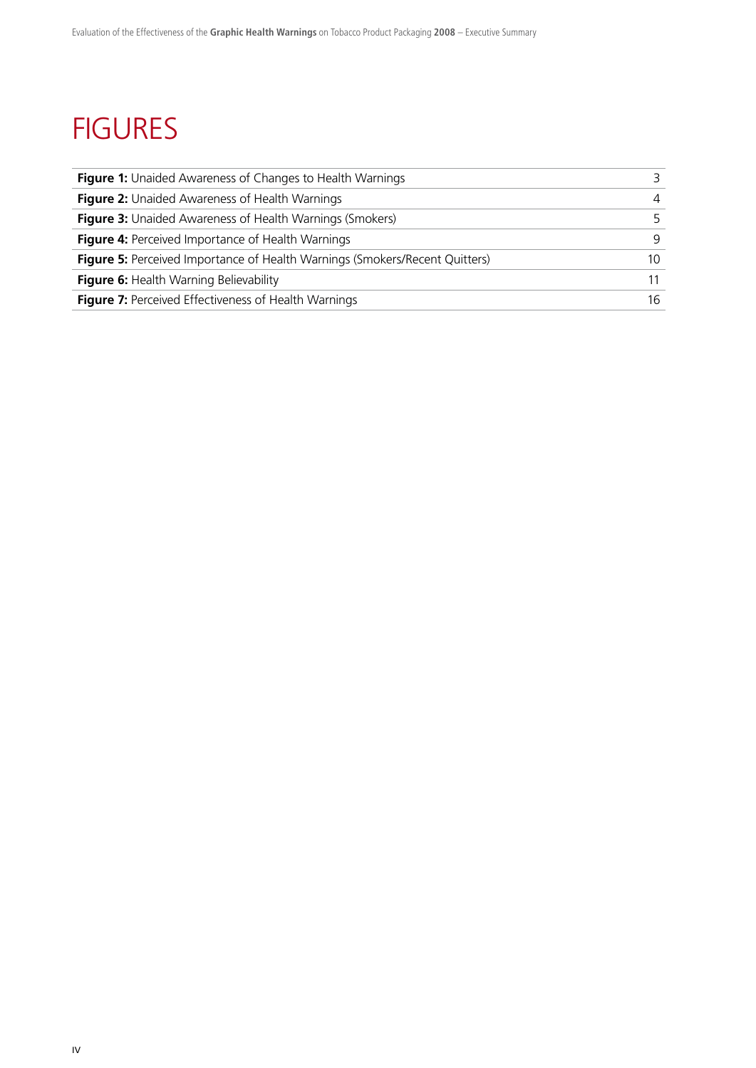# FIGURES

| | |
|---|---|
| **Figure 1:** Unaided Awareness of Changes to Health Warnings | 3 |
| **Figure 2:** Unaided Awareness of Health Warnings | 4 |
| **Figure 3:** Unaided Awareness of Health Warnings (Smokers) | 5 |
| **Figure 4:** Perceived Importance of Health Warnings | 9 |
| **Figure 5:** Perceived Importance of Health Warnings (Smokers/Recent Quitters) | 10 |
| **Figure 6:** Health Warning Believability | 11 |
| **Figure 7:** Perceived Effectiveness of Health Warnings | 16 |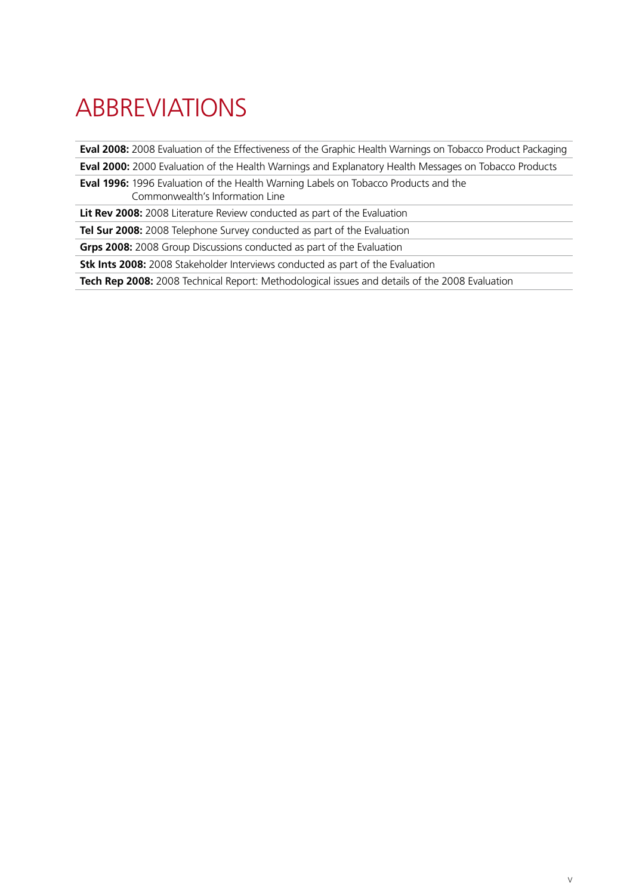# ABBREVIATIONS

**Eval 2008:** 2008 Evaluation of the Effectiveness of the Graphic Health Warnings on Tobacco Product Packaging

**Eval 2000:** 2000 Evaluation of the Health Warnings and Explanatory Health Messages on Tobacco Products

**Eval 1996:** 1996 Evaluation of the Health Warning Labels on Tobacco Products and the Commonwealth's Information Line

**Lit Rev 2008:** 2008 Literature Review conducted as part of the Evaluation

**Tel Sur 2008:** 2008 Telephone Survey conducted as part of the Evaluation

**Grps 2008:** 2008 Group Discussions conducted as part of the Evaluation

**Stk Ints 2008:** 2008 Stakeholder Interviews conducted as part of the Evaluation

**Tech Rep 2008:** 2008 Technical Report: Methodological issues and details of the 2008 Evaluation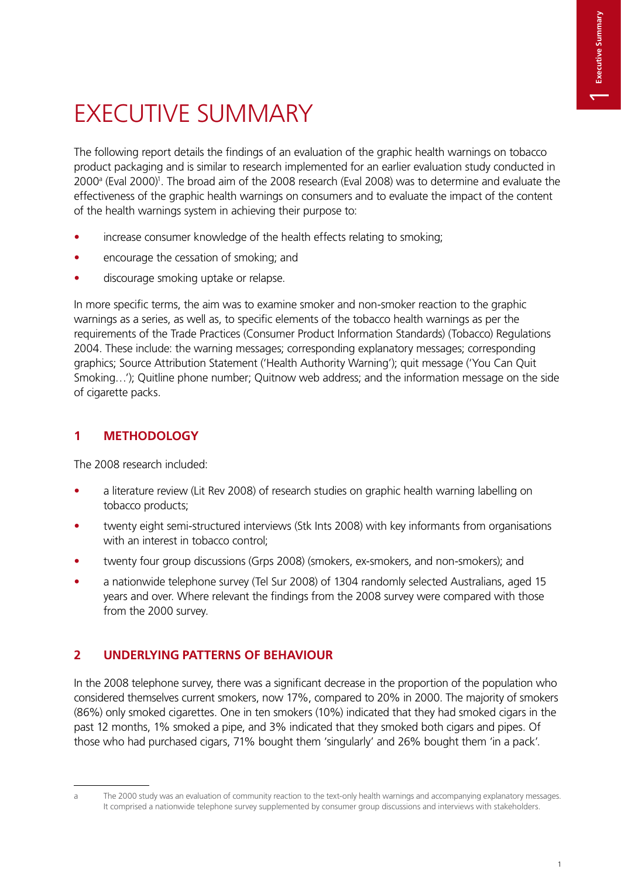# EXECUTIVE SUMMARY

The following report details the findings of an evaluation of the graphic health warnings on tobacco product packaging and is similar to research implemented for an earlier evaluation study conducted in 2000[a] (Eval 2000)[1]. The broad aim of the 2008 research (Eval 2008) was to determine and evaluate the effectiveness of the graphic health warnings on consumers and to evaluate the impact of the content of the health warnings system in achieving their purpose to:

- increase consumer knowledge of the health effects relating to smoking;
- encourage the cessation of smoking; and
- discourage smoking uptake or relapse.

In more specific terms, the aim was to examine smoker and non-smoker reaction to the graphic warnings as a series, as well as, to specific elements of the tobacco health warnings as per the requirements of the Trade Practices (Consumer Product Information Standards) (Tobacco) Regulations 2004. These include: the warning messages; corresponding explanatory messages; corresponding graphics; Source Attribution Statement ('Health Authority Warning'); quit message ('You Can Quit Smoking…'); Quitline phone number; Quitnow web address; and the information message on the side of cigarette packs.

## 1 METHODOLOGY

The 2008 research included:

- a literature review (Lit Rev 2008) of research studies on graphic health warning labelling on tobacco products;
- twenty eight semi-structured interviews (Stk Ints 2008) with key informants from organisations with an interest in tobacco control;
- twenty four group discussions (Grps 2008) (smokers, ex-smokers, and non-smokers); and
- a nationwide telephone survey (Tel Sur 2008) of 1304 randomly selected Australians, aged 15 years and over. Where relevant the findings from the 2008 survey were compared with those from the 2000 survey.

## 2 UNDERLYING PATTERNS OF BEHAVIOUR

In the 2008 telephone survey, there was a significant decrease in the proportion of the population who considered themselves current smokers, now 17%, compared to 20% in 2000. The majority of smokers (86%) only smoked cigarettes. One in ten smokers (10%) indicated that they had smoked cigars in the past 12 months, 1% smoked a pipe, and 3% indicated that they smoked both cigars and pipes. Of those who had purchased cigars, 71% bought them 'singularly' and 26% bought them 'in a pack'.

---

[a] The 2000 study was an evaluation of community reaction to the text-only health warnings and accompanying explanatory messages. It comprised a nationwide telephone survey supplemented by consumer group discussions and interviews with stakeholders.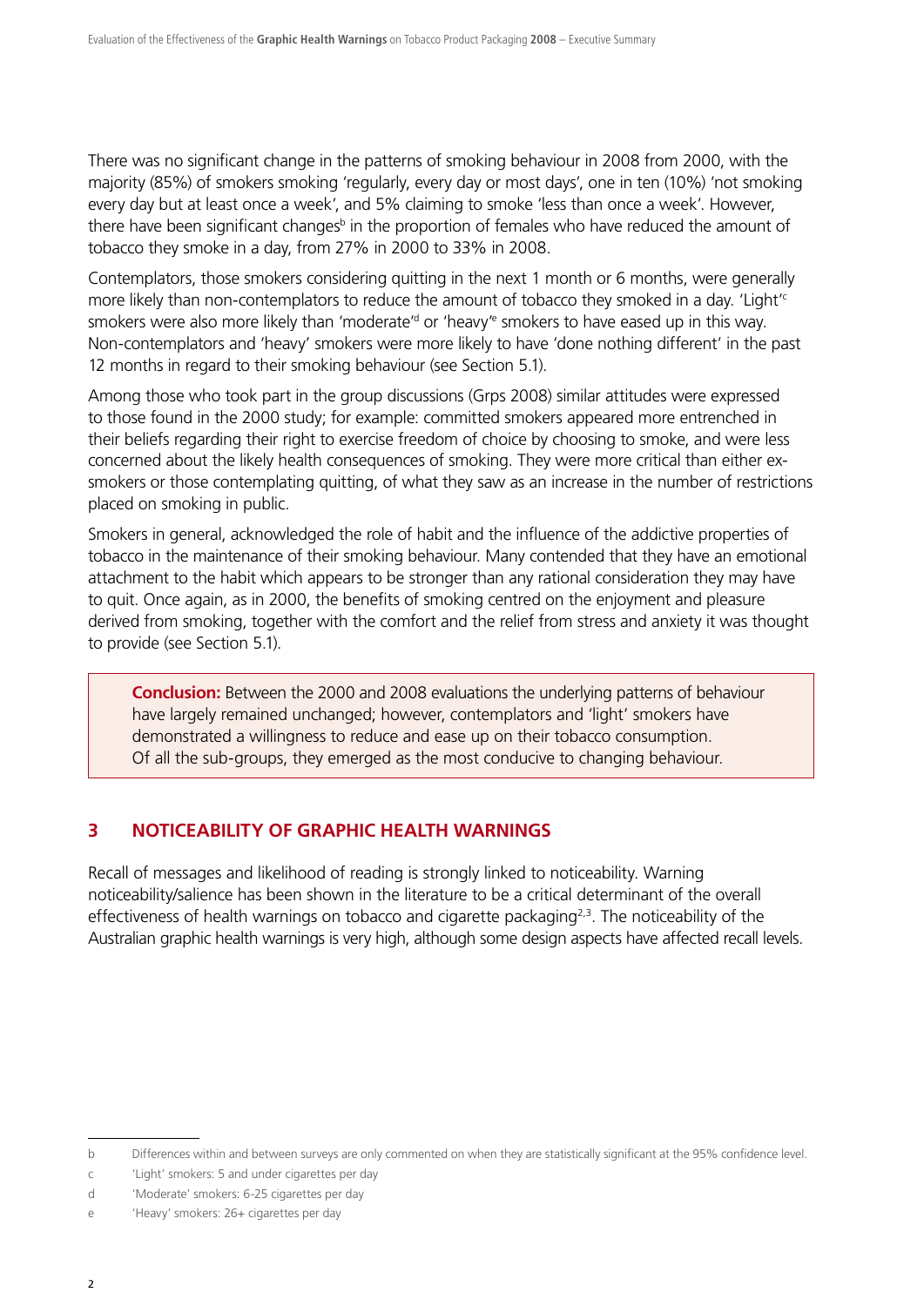There was no significant change in the patterns of smoking behaviour in 2008 from 2000, with the majority (85%) of smokers smoking 'regularly, every day or most days', one in ten (10%) 'not smoking every day but at least once a week', and 5% claiming to smoke 'less than once a week'. However, there have been significant changes[b] in the proportion of females who have reduced the amount of tobacco they smoke in a day, from 27% in 2000 to 33% in 2008.

Contemplators, those smokers considering quitting in the next 1 month or 6 months, were generally more likely than non-contemplators to reduce the amount of tobacco they smoked in a day. 'Light'[c] smokers were also more likely than 'moderate'[d] or 'heavy'[e] smokers to have eased up in this way. Non-contemplators and 'heavy' smokers were more likely to have 'done nothing different' in the past 12 months in regard to their smoking behaviour (see Section 5.1).

Among those who took part in the group discussions (Grps 2008) similar attitudes were expressed to those found in the 2000 study; for example: committed smokers appeared more entrenched in their beliefs regarding their right to exercise freedom of choice by choosing to smoke, and were less concerned about the likely health consequences of smoking. They were more critical than either ex-smokers or those contemplating quitting, of what they saw as an increase in the number of restrictions placed on smoking in public.

Smokers in general, acknowledged the role of habit and the influence of the addictive properties of tobacco in the maintenance of their smoking behaviour. Many contended that they have an emotional attachment to the habit which appears to be stronger than any rational consideration they may have to quit. Once again, as in 2000, the benefits of smoking centred on the enjoyment and pleasure derived from smoking, together with the comfort and the relief from stress and anxiety it was thought to provide (see Section 5.1).

> **Conclusion:** Between the 2000 and 2008 evaluations the underlying patterns of behaviour have largely remained unchanged; however, contemplators and 'light' smokers have demonstrated a willingness to reduce and ease up on their tobacco consumption. Of all the sub-groups, they emerged as the most conducive to changing behaviour.

## 3 NOTICEABILITY OF GRAPHIC HEALTH WARNINGS

Recall of messages and likelihood of reading is strongly linked to noticeability. Warning noticeability/salience has been shown in the literature to be a critical determinant of the overall effectiveness of health warnings on tobacco and cigarette packaging[2,3]. The noticeability of the Australian graphic health warnings is very high, although some design aspects have affected recall levels.

---

b Differences within and between surveys are only commented on when they are statistically significant at the 95% confidence level.

c 'Light' smokers: 5 and under cigarettes per day

d 'Moderate' smokers: 6-25 cigarettes per day

e 'Heavy' smokers: 26+ cigarettes per day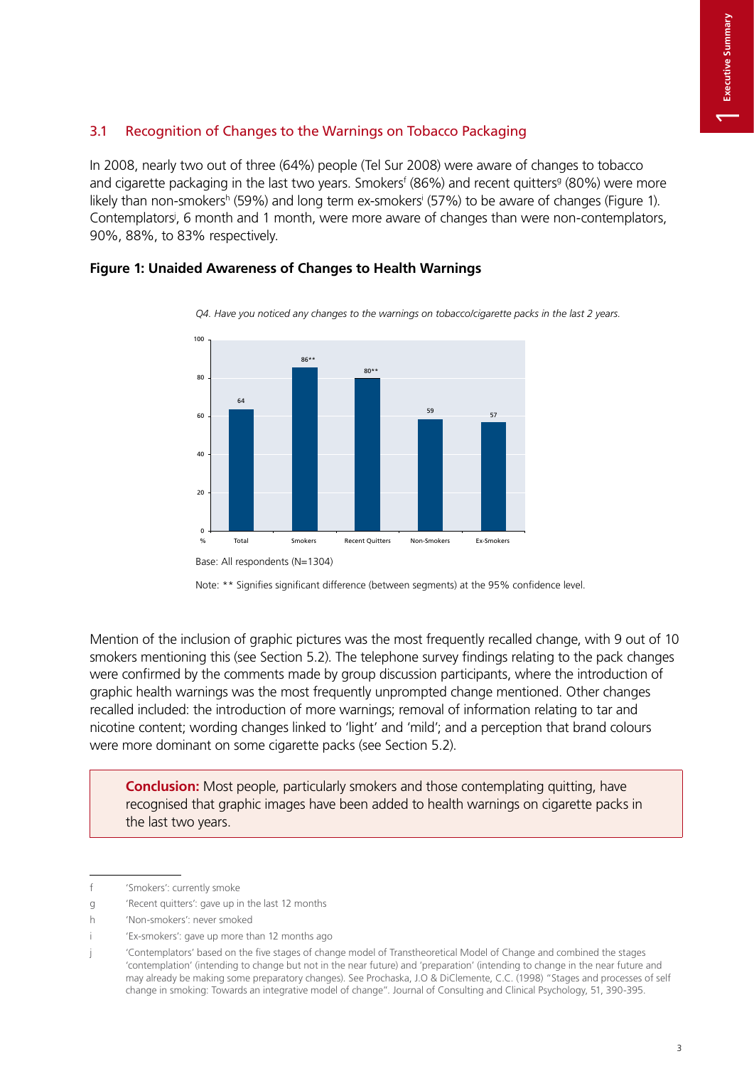## 3.1 Recognition of Changes to the Warnings on Tobacco Packaging

In 2008, nearly two out of three (64%) people (Tel Sur 2008) were aware of changes to tobacco and cigarette packaging in the last two years. Smokers[f] (86%) and recent quitters[g] (80%) were more likely than non-smokers[h] (59%) and long term ex-smokers[i] (57%) to be aware of changes (Figure 1). Contemplators[j], 6 month and 1 month, were more aware of changes than were non-contemplators, 90%, 88%, to 83% respectively.

**Figure 1: Unaided Awareness of Changes to Health Warnings**

*Q4. Have you noticed any changes to the warnings on tobacco/cigarette packs in the last 2 years.*

| Segment | % |
|---|---|
| Total | 64 |
| Smokers | 86** |
| Recent Quitters | 80** |
| Non-Smokers | 59 |
| Ex-Smokers | 57 |

Base: All respondents (N=1304)

Note: ** Signifies significant difference (between segments) at the 95% confidence level.

Mention of the inclusion of graphic pictures was the most frequently recalled change, with 9 out of 10 smokers mentioning this (see Section 5.2). The telephone survey findings relating to the pack changes were confirmed by the comments made by group discussion participants, where the introduction of graphic health warnings was the most frequently unprompted change mentioned. Other changes recalled included: the introduction of more warnings; removal of information relating to tar and nicotine content; wording changes linked to 'light' and 'mild'; and a perception that brand colours were more dominant on some cigarette packs (see Section 5.2).

> **Conclusion:** Most people, particularly smokers and those contemplating quitting, have recognised that graphic images have been added to health warnings on cigarette packs in the last two years.

---

f 'Smokers': currently smoke

g 'Recent quitters': gave up in the last 12 months

h 'Non-smokers': never smoked

i 'Ex-smokers': gave up more than 12 months ago

j 'Contemplators' based on the five stages of change model of Transtheoretical Model of Change and combined the stages 'contemplation' (intending to change but not in the near future) and 'preparation' (intending to change in the near future and may already be making some preparatory changes). See Prochaska, J.O & DiClemente, C.C. (1998) "Stages and processes of self change in smoking: Towards an integrative model of change". Journal of Consulting and Clinical Psychology, 51, 390-395.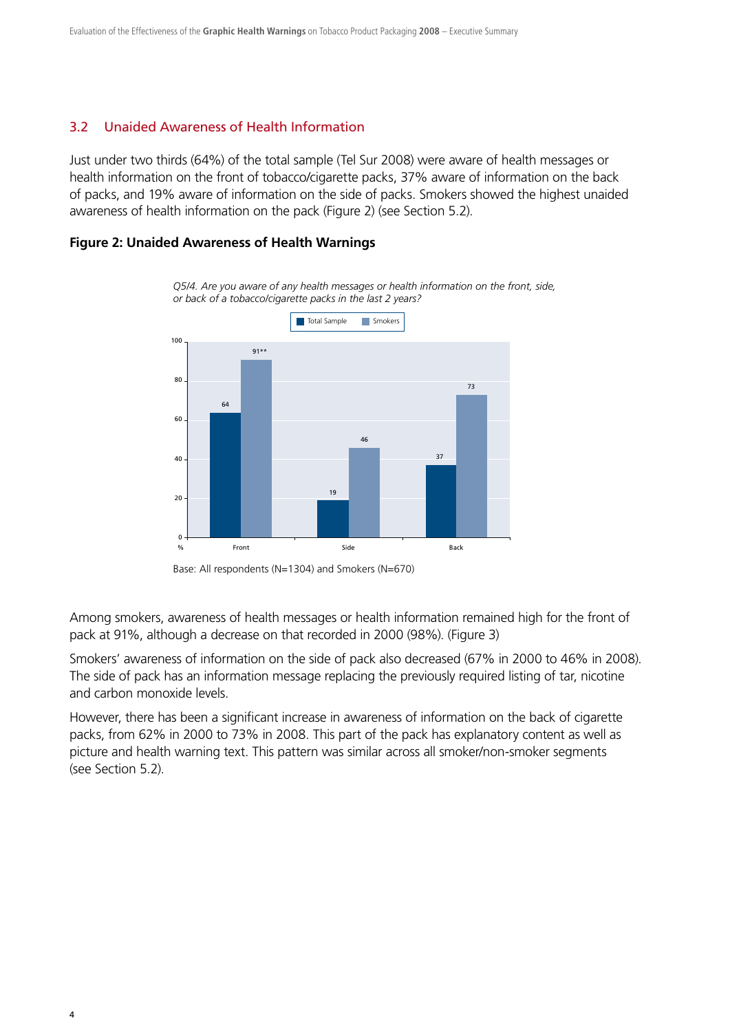## 3.2 Unaided Awareness of Health Information

Just under two thirds (64%) of the total sample (Tel Sur 2008) were aware of health messages or health information on the front of tobacco/cigarette packs, 37% aware of information on the back of packs, and 19% aware of information on the side of packs. Smokers showed the highest unaided awareness of health information on the pack (Figure 2) (see Section 5.2).

**Figure 2: Unaided Awareness of Health Warnings**

*Q5/4. Are you aware of any health messages or health information on the front, side, or back of a tobacco/cigarette packs in the last 2 years?*

| % | Total Sample | Smokers |
|---|---|---|
| Front | 64 | 91** |
| Side | 19 | 46 |
| Back | 37 | 73 |

Base: All respondents (N=1304) and Smokers (N=670)

Among smokers, awareness of health messages or health information remained high for the front of pack at 91%, although a decrease on that recorded in 2000 (98%). (Figure 3)

Smokers' awareness of information on the side of pack also decreased (67% in 2000 to 46% in 2008). The side of pack has an information message replacing the previously required listing of tar, nicotine and carbon monoxide levels.

However, there has been a significant increase in awareness of information on the back of cigarette packs, from 62% in 2000 to 73% in 2008. This part of the pack has explanatory content as well as picture and health warning text. This pattern was similar across all smoker/non-smoker segments (see Section 5.2).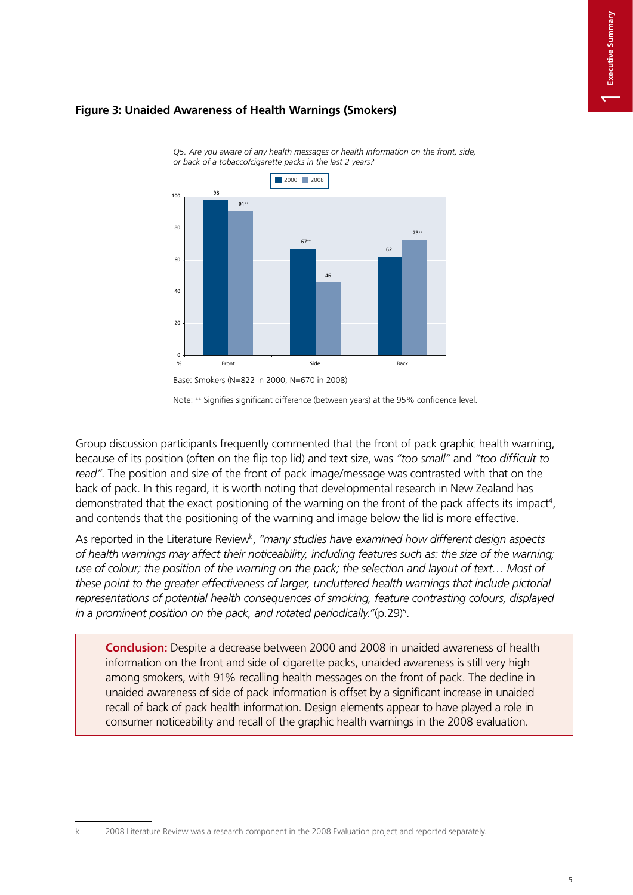**Figure 3: Unaided Awareness of Health Warnings (Smokers)**

*Q5. Are you aware of any health messages or health information on the front, side, or back of a tobacco/cigarette packs in the last 2 years?*

| % | 2000 | 2008 |
|---|---|---|
| Front | 98 | 91++ |
| Side | 67++ | 46 |
| Back | 62 | 73++ |

Base: Smokers (N=822 in 2000, N=670 in 2008)

Note: ++ Signifies significant difference (between years) at the 95% confidence level.

Group discussion participants frequently commented that the front of pack graphic health warning, because of its position (often on the flip top lid) and text size, was *"too small"* and *"too difficult to read"*. The position and size of the front of pack image/message was contrasted with that on the back of pack. In this regard, it is worth noting that developmental research in New Zealand has demonstrated that the exact positioning of the warning on the front of the pack affects its impact[4], and contends that the positioning of the warning and image below the lid is more effective.

As reported in the Literature Review[k], *"many studies have examined how different design aspects of health warnings may affect their noticeability, including features such as: the size of the warning; use of colour; the position of the warning on the pack; the selection and layout of text… Most of these point to the greater effectiveness of larger, uncluttered health warnings that include pictorial representations of potential health consequences of smoking, feature contrasting colours, displayed in a prominent position on the pack, and rotated periodically."*(p.29)[5].

> **Conclusion:** Despite a decrease between 2000 and 2008 in unaided awareness of health information on the front and side of cigarette packs, unaided awareness is still very high among smokers, with 91% recalling health messages on the front of pack. The decline in unaided awareness of side of pack information is offset by a significant increase in unaided recall of back of pack health information. Design elements appear to have played a role in consumer noticeability and recall of the graphic health warnings in the 2008 evaluation.

---

k 2008 Literature Review was a research component in the 2008 Evaluation project and reported separately.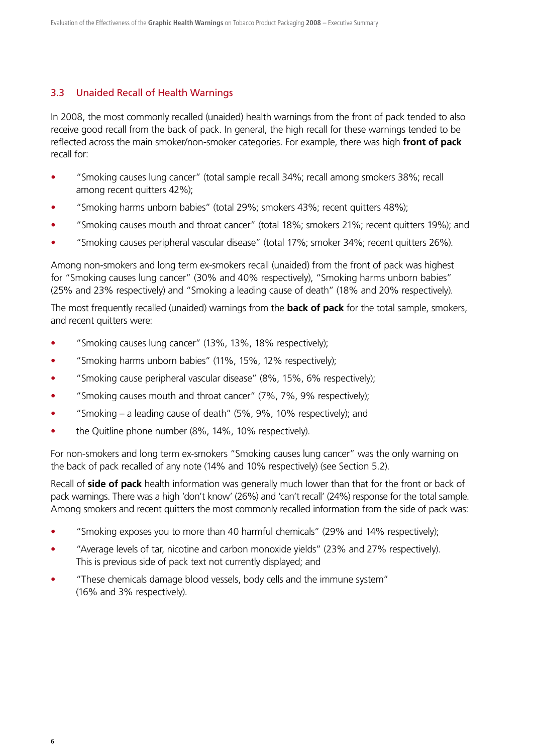## 3.3 Unaided Recall of Health Warnings

In 2008, the most commonly recalled (unaided) health warnings from the front of pack tended to also receive good recall from the back of pack. In general, the high recall for these warnings tended to be reflected across the main smoker/non-smoker categories. For example, there was high **front of pack** recall for:

- "Smoking causes lung cancer" (total sample recall 34%; recall among smokers 38%; recall among recent quitters 42%);
- "Smoking harms unborn babies" (total 29%; smokers 43%; recent quitters 48%);
- "Smoking causes mouth and throat cancer" (total 18%; smokers 21%; recent quitters 19%); and
- "Smoking causes peripheral vascular disease" (total 17%; smoker 34%; recent quitters 26%).

Among non-smokers and long term ex-smokers recall (unaided) from the front of pack was highest for "Smoking causes lung cancer" (30% and 40% respectively), "Smoking harms unborn babies" (25% and 23% respectively) and "Smoking a leading cause of death" (18% and 20% respectively).

The most frequently recalled (unaided) warnings from the **back of pack** for the total sample, smokers, and recent quitters were:

- "Smoking causes lung cancer" (13%, 13%, 18% respectively);
- "Smoking harms unborn babies" (11%, 15%, 12% respectively);
- "Smoking cause peripheral vascular disease" (8%, 15%, 6% respectively);
- "Smoking causes mouth and throat cancer" (7%, 7%, 9% respectively);
- "Smoking – a leading cause of death" (5%, 9%, 10% respectively); and
- the Quitline phone number (8%, 14%, 10% respectively).

For non-smokers and long term ex-smokers "Smoking causes lung cancer" was the only warning on the back of pack recalled of any note (14% and 10% respectively) (see Section 5.2).

Recall of **side of pack** health information was generally much lower than that for the front or back of pack warnings. There was a high 'don't know' (26%) and 'can't recall' (24%) response for the total sample. Among smokers and recent quitters the most commonly recalled information from the side of pack was:

- "Smoking exposes you to more than 40 harmful chemicals" (29% and 14% respectively);
- "Average levels of tar, nicotine and carbon monoxide yields" (23% and 27% respectively). This is previous side of pack text not currently displayed; and
- "These chemicals damage blood vessels, body cells and the immune system" (16% and 3% respectively).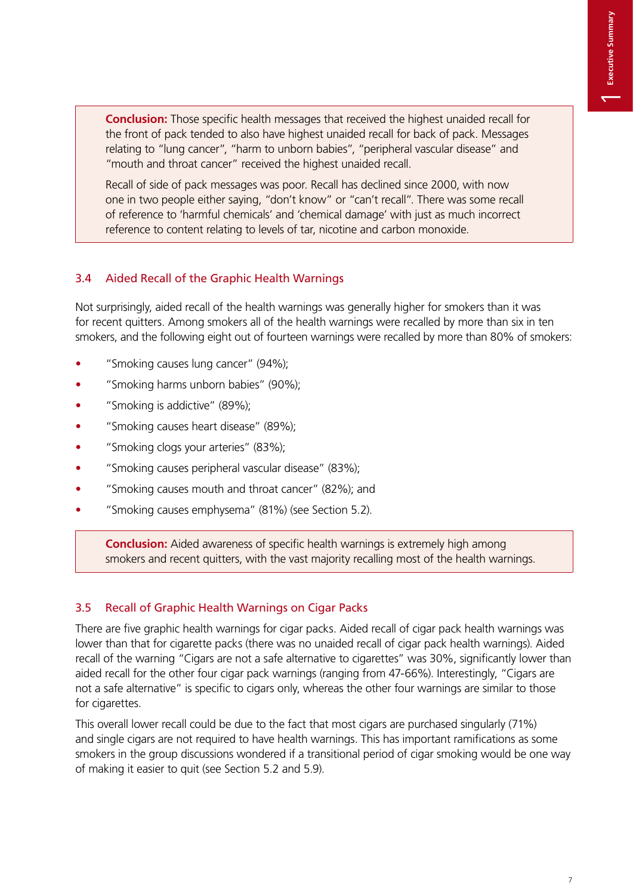**Conclusion:** Those specific health messages that received the highest unaided recall for the front of pack tended to also have highest unaided recall for back of pack. Messages relating to "lung cancer", "harm to unborn babies", "peripheral vascular disease" and "mouth and throat cancer" received the highest unaided recall.

Recall of side of pack messages was poor. Recall has declined since 2000, with now one in two people either saying, "don't know" or "can't recall". There was some recall of reference to 'harmful chemicals' and 'chemical damage' with just as much incorrect reference to content relating to levels of tar, nicotine and carbon monoxide.

## 3.4 Aided Recall of the Graphic Health Warnings

Not surprisingly, aided recall of the health warnings was generally higher for smokers than it was for recent quitters. Among smokers all of the health warnings were recalled by more than six in ten smokers, and the following eight out of fourteen warnings were recalled by more than 80% of smokers:

- "Smoking causes lung cancer" (94%);
- "Smoking harms unborn babies" (90%);
- "Smoking is addictive" (89%);
- "Smoking causes heart disease" (89%);
- "Smoking clogs your arteries" (83%);
- "Smoking causes peripheral vascular disease" (83%);
- "Smoking causes mouth and throat cancer" (82%); and
- "Smoking causes emphysema" (81%) (see Section 5.2).

**Conclusion:** Aided awareness of specific health warnings is extremely high among smokers and recent quitters, with the vast majority recalling most of the health warnings.

## 3.5 Recall of Graphic Health Warnings on Cigar Packs

There are five graphic health warnings for cigar packs. Aided recall of cigar pack health warnings was lower than that for cigarette packs (there was no unaided recall of cigar pack health warnings). Aided recall of the warning "Cigars are not a safe alternative to cigarettes" was 30%, significantly lower than aided recall for the other four cigar pack warnings (ranging from 47-66%). Interestingly, "Cigars are not a safe alternative" is specific to cigars only, whereas the other four warnings are similar to those for cigarettes.

This overall lower recall could be due to the fact that most cigars are purchased singularly (71%) and single cigars are not required to have health warnings. This has important ramifications as some smokers in the group discussions wondered if a transitional period of cigar smoking would be one way of making it easier to quit (see Section 5.2 and 5.9).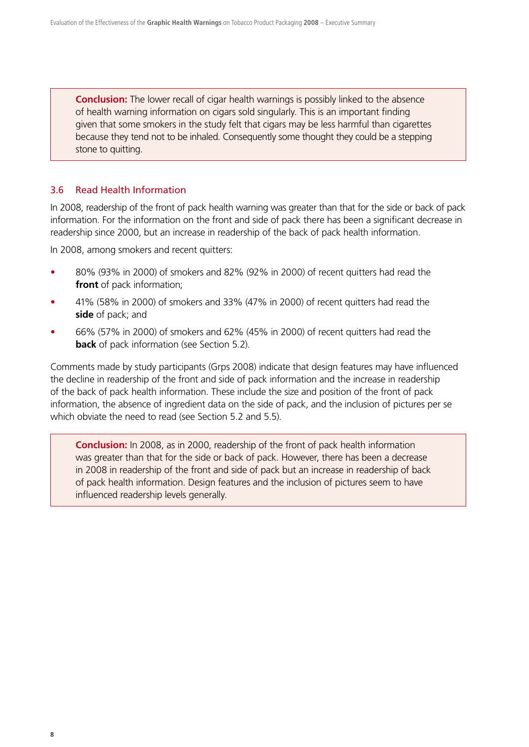**Conclusion:** The lower recall of cigar health warnings is possibly linked to the absence of health warning information on cigars sold singularly. This is an important finding given that some smokers in the study felt that cigars may be less harmful than cigarettes because they tend not to be inhaled. Consequently some thought they could be a stepping stone to quitting.

### 3.6 Read Health Information

In 2008, readership of the front of pack health warning was greater than that for the side or back of pack information. For the information on the front and side of pack there has been a significant decrease in readership since 2000, but an increase in readership of the back of pack health information.

In 2008, among smokers and recent quitters:

- 80% (93% in 2000) of smokers and 82% (92% in 2000) of recent quitters had read the **front** of pack information;
- 41% (58% in 2000) of smokers and 33% (47% in 2000) of recent quitters had read the **side** of pack; and
- 66% (57% in 2000) of smokers and 62% (45% in 2000) of recent quitters had read the **back** of pack information (see Section 5.2).

Comments made by study participants (Grps 2008) indicate that design features may have influenced the decline in readership of the front and side of pack information and the increase in readership of the back of pack health information. These include the size and position of the front of pack information, the absence of ingredient data on the side of pack, and the inclusion of pictures per se which obviate the need to read (see Section 5.2 and 5.5).

**Conclusion:** In 2008, as in 2000, readership of the front of pack health information was greater than that for the side or back of pack. However, there has been a decrease in 2008 in readership of the front and side of pack but an increase in readership of back of pack health information. Design features and the inclusion of pictures seem to have influenced readership levels generally.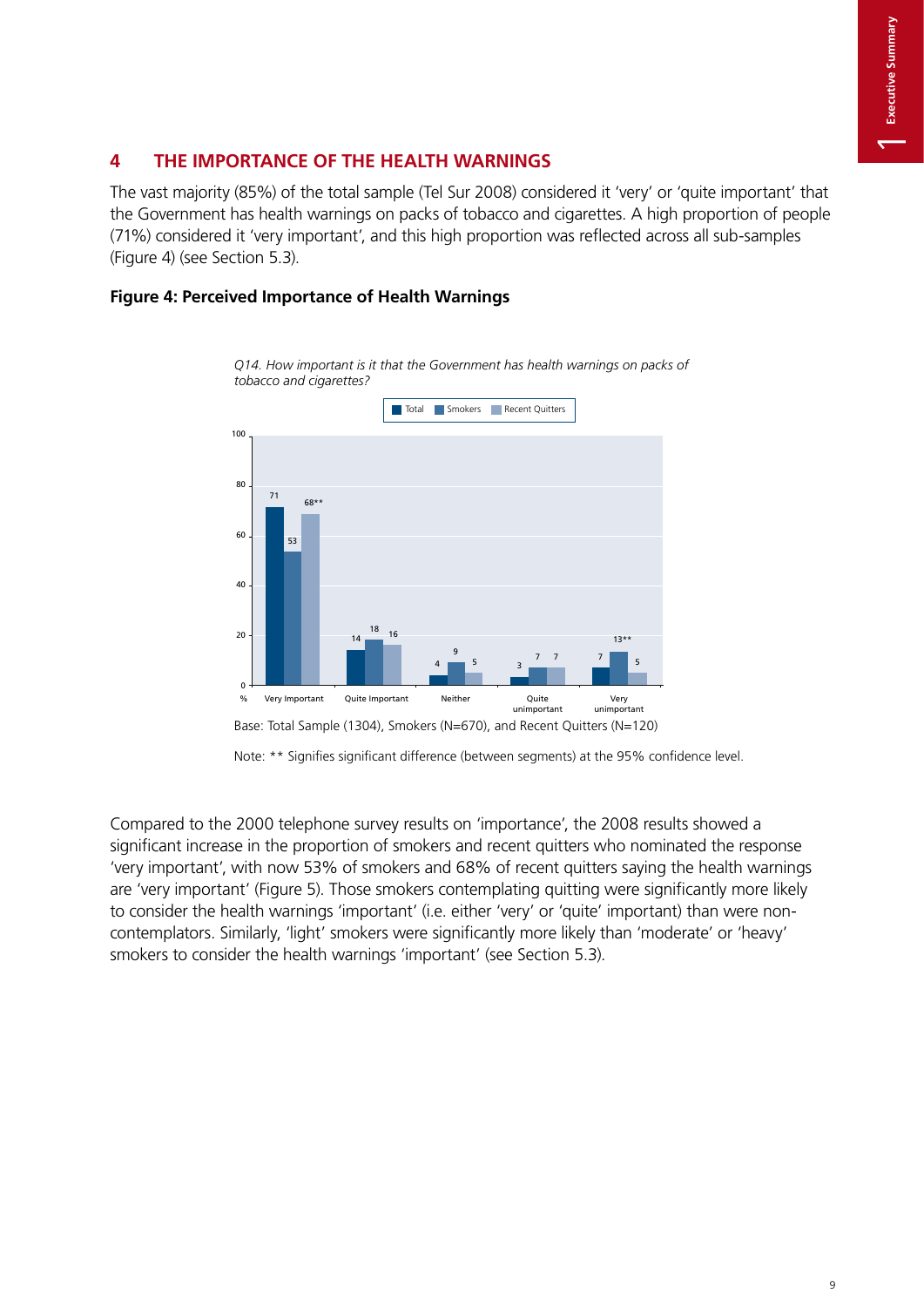## 4 THE IMPORTANCE OF THE HEALTH WARNINGS

The vast majority (85%) of the total sample (Tel Sur 2008) considered it 'very' or 'quite important' that the Government has health warnings on packs of tobacco and cigarettes. A high proportion of people (71%) considered it 'very important', and this high proportion was reflected across all sub-samples (Figure 4) (see Section 5.3).

**Figure 4: Perceived Importance of Health Warnings**

*Q14. How important is it that the Government has health warnings on packs of tobacco and cigarettes?*

| % | Total | Smokers | Recent Quitters |
|---|---|---|---|
| Very Important | 71 | 53 | 68** |
| Quite Important | 14 | 18 | 16 |
| Neither | 4 | 9 | 5 |
| Quite unimportant | 3 | 7 | 7 |
| Very unimportant | 7 | 13** | 5 |

Base: Total Sample (1304), Smokers (N=670), and Recent Quitters (N=120)

Note: ** Signifies significant difference (between segments) at the 95% confidence level.

Compared to the 2000 telephone survey results on 'importance', the 2008 results showed a significant increase in the proportion of smokers and recent quitters who nominated the response 'very important', with now 53% of smokers and 68% of recent quitters saying the health warnings are 'very important' (Figure 5). Those smokers contemplating quitting were significantly more likely to consider the health warnings 'important' (i.e. either 'very' or 'quite' important) than were non-contemplators. Similarly, 'light' smokers were significantly more likely than 'moderate' or 'heavy' smokers to consider the health warnings 'important' (see Section 5.3).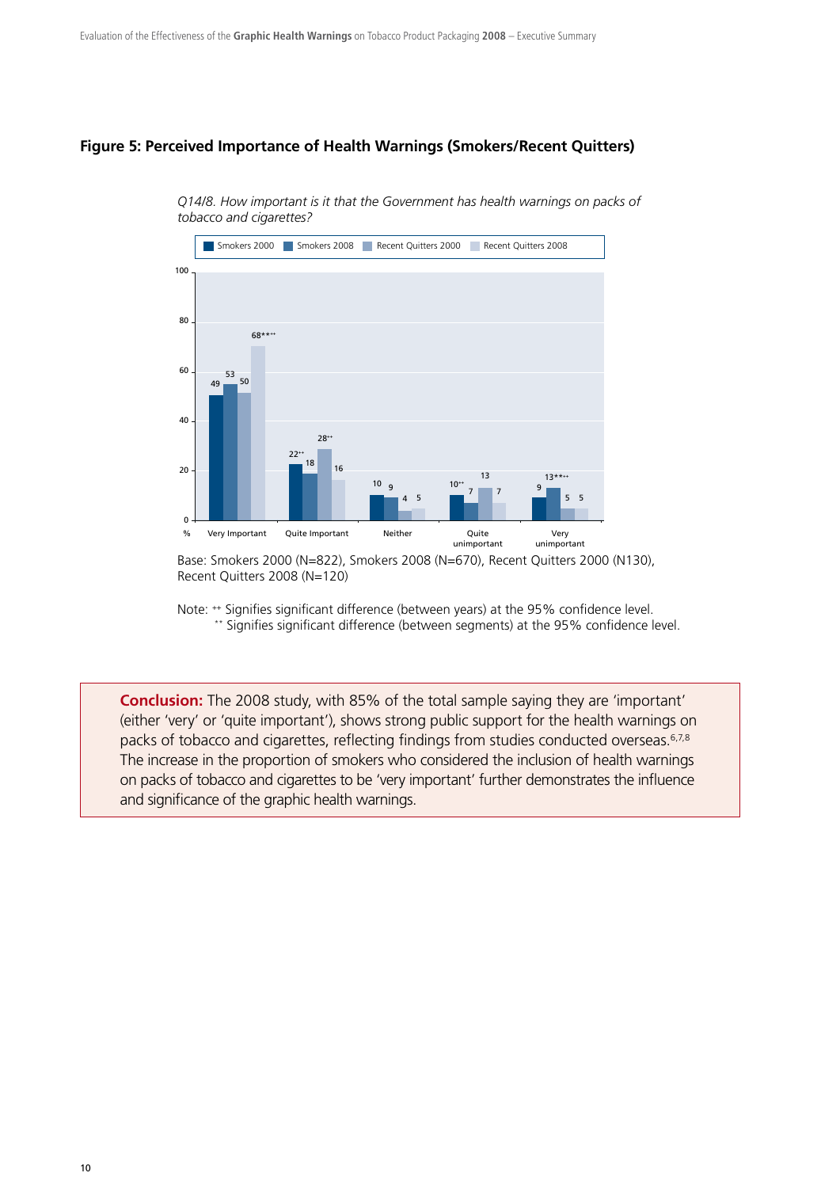### Figure 5: Perceived Importance of Health Warnings (Smokers/Recent Quitters)

*Q14/8. How important is it that the Government has health warnings on packs of tobacco and cigarettes?*

| % | Smokers 2000 | Smokers 2008 | Recent Quitters 2000 | Recent Quitters 2008 |
|---|---|---|---|---|
| Very Important | 49 | 53 | 50 | 68**++ |
| Quite Important | 22++ | 18 | 28++ | 16 |
| Neither | 10 | 9 | 4 | 5 |
| Quite unimportant | 10++ | 7 | 13 | 7 |
| Very unimportant | 9 | 13**++ | 5 | 5 |

Base: Smokers 2000 (N=822), Smokers 2008 (N=670), Recent Quitters 2000 (N130), Recent Quitters 2008 (N=120)

Note: ++ Signifies significant difference (between years) at the 95% confidence level.
** Signifies significant difference (between segments) at the 95% confidence level.

**Conclusion:** The 2008 study, with 85% of the total sample saying they are 'important' (either 'very' or 'quite important'), shows strong public support for the health warnings on packs of tobacco and cigarettes, reflecting findings from studies conducted overseas.[6,7,8] The increase in the proportion of smokers who considered the inclusion of health warnings on packs of tobacco and cigarettes to be 'very important' further demonstrates the influence and significance of the graphic health warnings.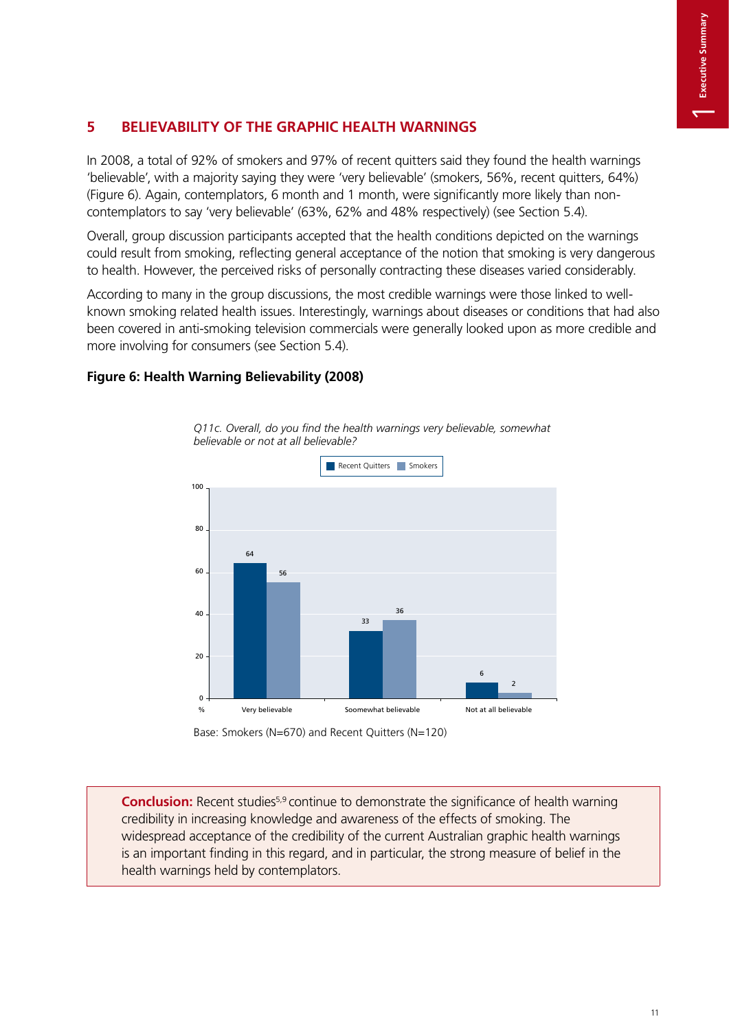## 5 BELIEVABILITY OF THE GRAPHIC HEALTH WARNINGS

In 2008, a total of 92% of smokers and 97% of recent quitters said they found the health warnings 'believable', with a majority saying they were 'very believable' (smokers, 56%, recent quitters, 64%) (Figure 6). Again, contemplators, 6 month and 1 month, were significantly more likely than non-contemplators to say 'very believable' (63%, 62% and 48% respectively) (see Section 5.4).

Overall, group discussion participants accepted that the health conditions depicted on the warnings could result from smoking, reflecting general acceptance of the notion that smoking is very dangerous to health. However, the perceived risks of personally contracting these diseases varied considerably.

According to many in the group discussions, the most credible warnings were those linked to well-known smoking related health issues. Interestingly, warnings about diseases or conditions that had also been covered in anti-smoking television commercials were generally looked upon as more credible and more involving for consumers (see Section 5.4).

**Figure 6: Health Warning Believability (2008)**

*Q11c. Overall, do you find the health warnings very believable, somewhat believable or not at all believable?*

| % | Recent Quitters | Smokers |
|---|---|---|
| Very believable | 64 | 56 |
| Soomewhat believable | 33 | 36 |
| Not at all believable | 6 | 2 |

Base: Smokers (N=670) and Recent Quitters (N=120)

**Conclusion:** Recent studies[5,9] continue to demonstrate the significance of health warning credibility in increasing knowledge and awareness of the effects of smoking. The widespread acceptance of the credibility of the current Australian graphic health warnings is an important finding in this regard, and in particular, the strong measure of belief in the health warnings held by contemplators.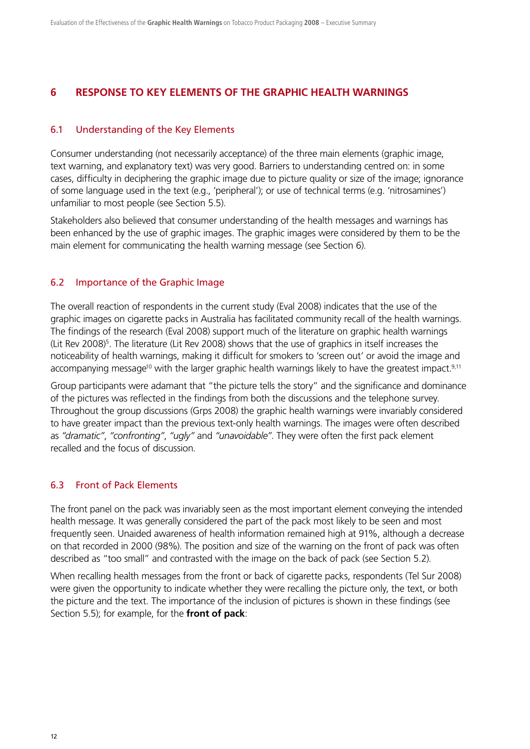## 6 RESPONSE TO KEY ELEMENTS OF THE GRAPHIC HEALTH WARNINGS

### 6.1 Understanding of the Key Elements

Consumer understanding (not necessarily acceptance) of the three main elements (graphic image, text warning, and explanatory text) was very good. Barriers to understanding centred on: in some cases, difficulty in deciphering the graphic image due to picture quality or size of the image; ignorance of some language used in the text (e.g., 'peripheral'); or use of technical terms (e.g. 'nitrosamines') unfamiliar to most people (see Section 5.5).

Stakeholders also believed that consumer understanding of the health messages and warnings has been enhanced by the use of graphic images. The graphic images were considered by them to be the main element for communicating the health warning message (see Section 6).

### 6.2 Importance of the Graphic Image

The overall reaction of respondents in the current study (Eval 2008) indicates that the use of the graphic images on cigarette packs in Australia has facilitated community recall of the health warnings. The findings of the research (Eval 2008) support much of the literature on graphic health warnings (Lit Rev 2008)[5]. The literature (Lit Rev 2008) shows that the use of graphics in itself increases the noticeability of health warnings, making it difficult for smokers to 'screen out' or avoid the image and accompanying message[10] with the larger graphic health warnings likely to have the greatest impact.[9,11]

Group participants were adamant that "the picture tells the story" and the significance and dominance of the pictures was reflected in the findings from both the discussions and the telephone survey. Throughout the group discussions (Grps 2008) the graphic health warnings were invariably considered to have greater impact than the previous text-only health warnings. The images were often described as *"dramatic"*, *"confronting"*, *"ugly"* and *"unavoidable"*. They were often the first pack element recalled and the focus of discussion.

### 6.3 Front of Pack Elements

The front panel on the pack was invariably seen as the most important element conveying the intended health message. It was generally considered the part of the pack most likely to be seen and most frequently seen. Unaided awareness of health information remained high at 91%, although a decrease on that recorded in 2000 (98%). The position and size of the warning on the front of pack was often described as "too small" and contrasted with the image on the back of pack (see Section 5.2).

When recalling health messages from the front or back of cigarette packs, respondents (Tel Sur 2008) were given the opportunity to indicate whether they were recalling the picture only, the text, or both the picture and the text. The importance of the inclusion of pictures is shown in these findings (see Section 5.5); for example, for the **front of pack**: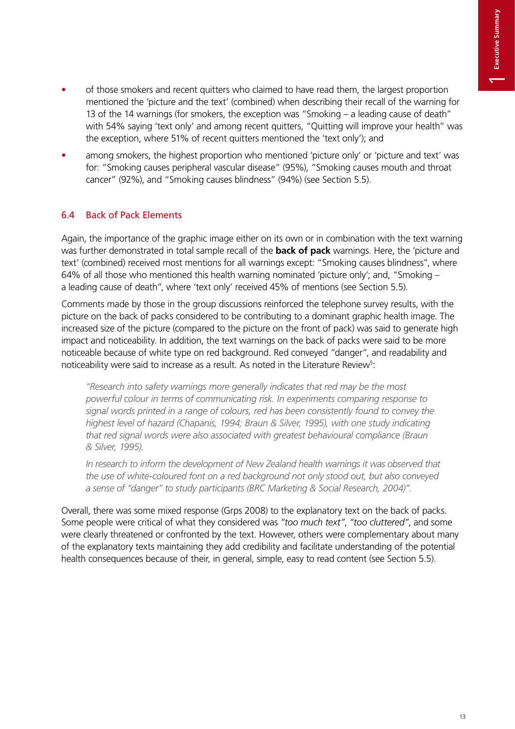- of those smokers and recent quitters who claimed to have read them, the largest proportion mentioned the 'picture and the text' (combined) when describing their recall of the warning for 13 of the 14 warnings (for smokers, the exception was "Smoking – a leading cause of death" with 54% saying 'text only' and among recent quitters, "Quitting will improve your health" was the exception, where 51% of recent quitters mentioned the 'text only'); and
- among smokers, the highest proportion who mentioned 'picture only' or 'picture and text' was for: "Smoking causes peripheral vascular disease" (95%), "Smoking causes mouth and throat cancer" (92%), and "Smoking causes blindness" (94%) (see Section 5.5).

### 6.4 Back of Pack Elements

Again, the importance of the graphic image either on its own or in combination with the text warning was further demonstrated in total sample recall of the **back of pack** warnings. Here, the 'picture and text' (combined) received most mentions for all warnings except: "Smoking causes blindness", where 64% of all those who mentioned this health warning nominated 'picture only'; and, "Smoking – a leading cause of death", where 'text only' received 45% of mentions (see Section 5.5).

Comments made by those in the group discussions reinforced the telephone survey results, with the picture on the back of packs considered to be contributing to a dominant graphic health image. The increased size of the picture (compared to the picture on the front of pack) was said to generate high impact and noticeability. In addition, the text warnings on the back of packs were said to be more noticeable because of white type on red background. Red conveyed "danger", and readability and noticeability were said to increase as a result. As noted in the Literature Review[5]:

> *"Research into safety warnings more generally indicates that red may be the most powerful colour in terms of communicating risk. In experiments comparing response to signal words printed in a range of colours, red has been consistently found to convey the highest level of hazard (Chapanis, 1994; Braun & Silver, 1995), with one study indicating that red signal words were also associated with greatest behavioural compliance (Braun & Silver, 1995).*
>
> *In research to inform the development of New Zealand health warnings it was observed that the use of white-coloured font on a red background not only stood out, but also conveyed a sense of "danger" to study participants (BRC Marketing & Social Research, 2004)".*

Overall, there was some mixed response (Grps 2008) to the explanatory text on the back of packs. Some people were critical of what they considered was *"too much text"*, *"too cluttered"*, and some were clearly threatened or confronted by the text. However, others were complementary about many of the explanatory texts maintaining they add credibility and facilitate understanding of the potential health consequences because of their, in general, simple, easy to read content (see Section 5.5).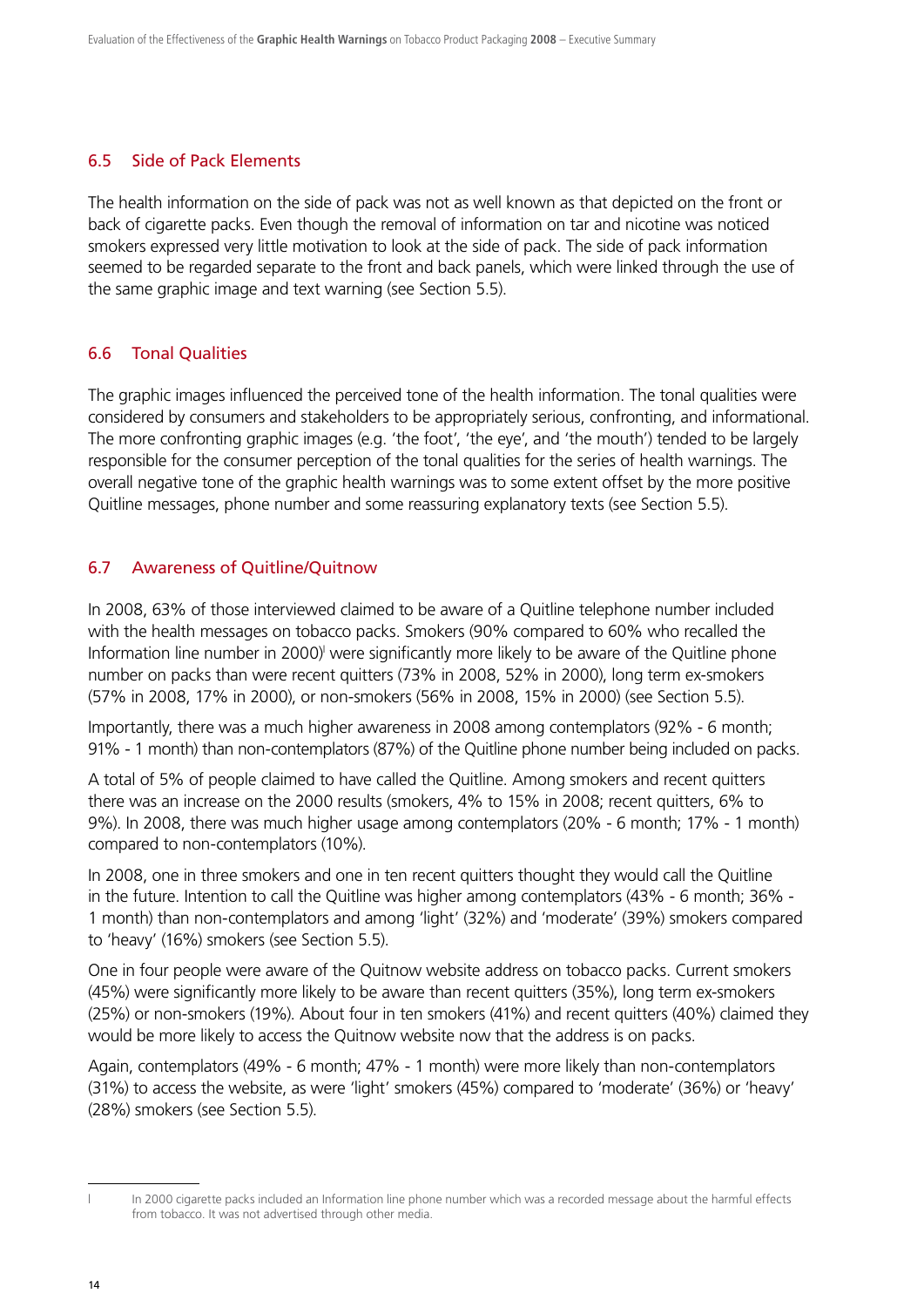## 6.5 Side of Pack Elements

The health information on the side of pack was not as well known as that depicted on the front or back of cigarette packs. Even though the removal of information on tar and nicotine was noticed smokers expressed very little motivation to look at the side of pack. The side of pack information seemed to be regarded separate to the front and back panels, which were linked through the use of the same graphic image and text warning (see Section 5.5).

## 6.6 Tonal Qualities

The graphic images influenced the perceived tone of the health information. The tonal qualities were considered by consumers and stakeholders to be appropriately serious, confronting, and informational. The more confronting graphic images (e.g. 'the foot', 'the eye', and 'the mouth') tended to be largely responsible for the consumer perception of the tonal qualities for the series of health warnings. The overall negative tone of the graphic health warnings was to some extent offset by the more positive Quitline messages, phone number and some reassuring explanatory texts (see Section 5.5).

## 6.7 Awareness of Quitline/Quitnow

In 2008, 63% of those interviewed claimed to be aware of a Quitline telephone number included with the health messages on tobacco packs. Smokers (90% compared to 60% who recalled the Information line number in 2000)[I] were significantly more likely to be aware of the Quitline phone number on packs than were recent quitters (73% in 2008, 52% in 2000), long term ex-smokers (57% in 2008, 17% in 2000), or non-smokers (56% in 2008, 15% in 2000) (see Section 5.5).

Importantly, there was a much higher awareness in 2008 among contemplators (92% - 6 month; 91% - 1 month) than non-contemplators (87%) of the Quitline phone number being included on packs.

A total of 5% of people claimed to have called the Quitline. Among smokers and recent quitters there was an increase on the 2000 results (smokers, 4% to 15% in 2008; recent quitters, 6% to 9%). In 2008, there was much higher usage among contemplators (20% - 6 month; 17% - 1 month) compared to non-contemplators (10%).

In 2008, one in three smokers and one in ten recent quitters thought they would call the Quitline in the future. Intention to call the Quitline was higher among contemplators (43% - 6 month; 36% - 1 month) than non-contemplators and among 'light' (32%) and 'moderate' (39%) smokers compared to 'heavy' (16%) smokers (see Section 5.5).

One in four people were aware of the Quitnow website address on tobacco packs. Current smokers (45%) were significantly more likely to be aware than recent quitters (35%), long term ex-smokers (25%) or non-smokers (19%). About four in ten smokers (41%) and recent quitters (40%) claimed they would be more likely to access the Quitnow website now that the address is on packs.

Again, contemplators (49% - 6 month; 47% - 1 month) were more likely than non-contemplators (31%) to access the website, as were 'light' smokers (45%) compared to 'moderate' (36%) or 'heavy' (28%) smokers (see Section 5.5).

---

I In 2000 cigarette packs included an Information line phone number which was a recorded message about the harmful effects from tobacco. It was not advertised through other media.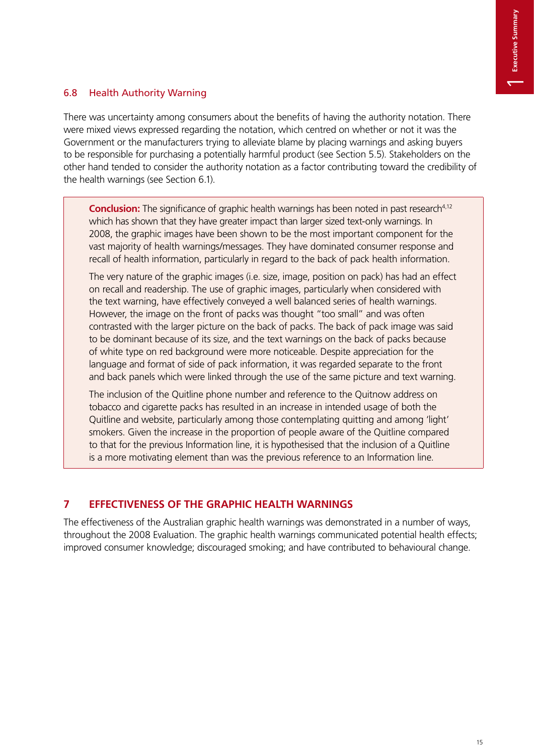### 6.8 Health Authority Warning

There was uncertainty among consumers about the benefits of having the authority notation. There were mixed views expressed regarding the notation, which centred on whether or not it was the Government or the manufacturers trying to alleviate blame by placing warnings and asking buyers to be responsible for purchasing a potentially harmful product (see Section 5.5). Stakeholders on the other hand tended to consider the authority notation as a factor contributing toward the credibility of the health warnings (see Section 6.1).

> **Conclusion:** The significance of graphic health warnings has been noted in past research[4,12] which has shown that they have greater impact than larger sized text-only warnings. In 2008, the graphic images have been shown to be the most important component for the vast majority of health warnings/messages. They have dominated consumer response and recall of health information, particularly in regard to the back of pack health information.
>
> The very nature of the graphic images (i.e. size, image, position on pack) has had an effect on recall and readership. The use of graphic images, particularly when considered with the text warning, have effectively conveyed a well balanced series of health warnings. However, the image on the front of packs was thought "too small" and was often contrasted with the larger picture on the back of packs. The back of pack image was said to be dominant because of its size, and the text warnings on the back of packs because of white type on red background were more noticeable. Despite appreciation for the language and format of side of pack information, it was regarded separate to the front and back panels which were linked through the use of the same picture and text warning.
>
> The inclusion of the Quitline phone number and reference to the Quitnow address on tobacco and cigarette packs has resulted in an increase in intended usage of both the Quitline and website, particularly among those contemplating quitting and among 'light' smokers. Given the increase in the proportion of people aware of the Quitline compared to that for the previous Information line, it is hypothesised that the inclusion of a Quitline is a more motivating element than was the previous reference to an Information line.

## 7 EFFECTIVENESS OF THE GRAPHIC HEALTH WARNINGS

The effectiveness of the Australian graphic health warnings was demonstrated in a number of ways, throughout the 2008 Evaluation. The graphic health warnings communicated potential health effects; improved consumer knowledge; discouraged smoking; and have contributed to behavioural change.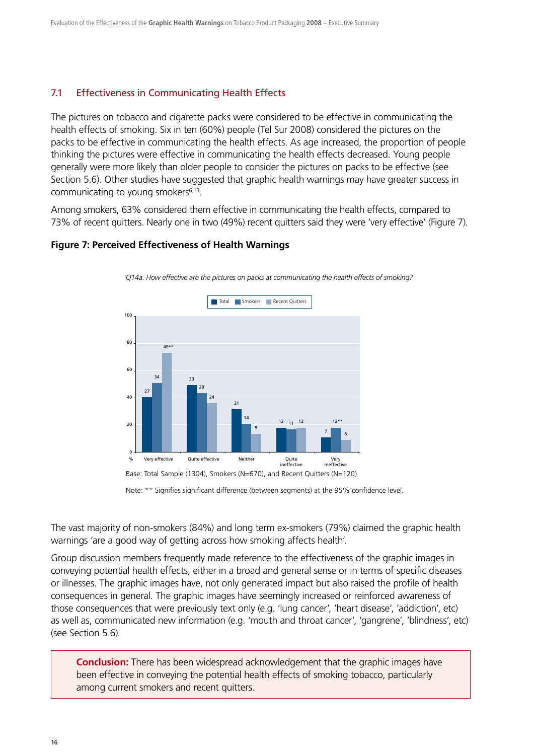## 7.1 Effectiveness in Communicating Health Effects

The pictures on tobacco and cigarette packs were considered to be effective in communicating the health effects of smoking. Six in ten (60%) people (Tel Sur 2008) considered the pictures on the packs to be effective in communicating the health effects. As age increased, the proportion of people thinking the pictures were effective in communicating the health effects decreased. Young people generally were more likely than older people to consider the pictures on packs to be effective (see Section 5.6). Other studies have suggested that graphic health warnings may have greater success in communicating to young smokers[6,13].

Among smokers, 63% considered them effective in communicating the health effects, compared to 73% of recent quitters. Nearly one in two (49%) recent quitters said they were 'very effective' (Figure 7).

**Figure 7: Perceived Effectiveness of Health Warnings**

*Q14a. How effective are the pictures on packs at communicating the health effects of smoking?*

| % | Total | Smokers | Recent Quitters |
|---|---|---|---|
| Very effective | 27 | 34 | 49** |
| Quite effective | 33 | 29 | 24 |
| Neither | 21 | 14 | 9 |
| Quite ineffective | 12 | 11 | 12 |
| Very ineffective | 7 | 12** | 6 |

Base: Total Sample (1304), Smokers (N=670), and Recent Quitters (N=120)

Note: ** Signifies significant difference (between segments) at the 95% confidence level.

The vast majority of non-smokers (84%) and long term ex-smokers (79%) claimed the graphic health warnings 'are a good way of getting across how smoking affects health'.

Group discussion members frequently made reference to the effectiveness of the graphic images in conveying potential health effects, either in a broad and general sense or in terms of specific diseases or illnesses. The graphic images have, not only generated impact but also raised the profile of health consequences in general. The graphic images have seemingly increased or reinforced awareness of those consequences that were previously text only (e.g. 'lung cancer', 'heart disease', 'addiction', etc) as well as, communicated new information (e.g. 'mouth and throat cancer', 'gangrene', 'blindness', etc) (see Section 5.6).

**Conclusion:** There has been widespread acknowledgement that the graphic images have been effective in conveying the potential health effects of smoking tobacco, particularly among current smokers and recent quitters.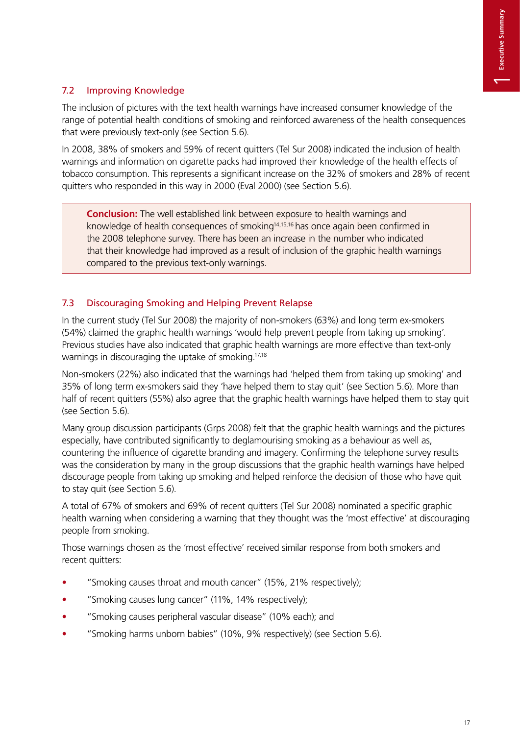## 7.2 Improving Knowledge

The inclusion of pictures with the text health warnings have increased consumer knowledge of the range of potential health conditions of smoking and reinforced awareness of the health consequences that were previously text-only (see Section 5.6).

In 2008, 38% of smokers and 59% of recent quitters (Tel Sur 2008) indicated the inclusion of health warnings and information on cigarette packs had improved their knowledge of the health effects of tobacco consumption. This represents a significant increase on the 32% of smokers and 28% of recent quitters who responded in this way in 2000 (Eval 2000) (see Section 5.6).

> **Conclusion:** The well established link between exposure to health warnings and knowledge of health consequences of smoking[14,15,16] has once again been confirmed in the 2008 telephone survey. There has been an increase in the number who indicated that their knowledge had improved as a result of inclusion of the graphic health warnings compared to the previous text-only warnings.

## 7.3 Discouraging Smoking and Helping Prevent Relapse

In the current study (Tel Sur 2008) the majority of non-smokers (63%) and long term ex-smokers (54%) claimed the graphic health warnings 'would help prevent people from taking up smoking'. Previous studies have also indicated that graphic health warnings are more effective than text-only warnings in discouraging the uptake of smoking.[17,18]

Non-smokers (22%) also indicated that the warnings had 'helped them from taking up smoking' and 35% of long term ex-smokers said they 'have helped them to stay quit' (see Section 5.6). More than half of recent quitters (55%) also agree that the graphic health warnings have helped them to stay quit (see Section 5.6).

Many group discussion participants (Grps 2008) felt that the graphic health warnings and the pictures especially, have contributed significantly to deglamourising smoking as a behaviour as well as, countering the influence of cigarette branding and imagery. Confirming the telephone survey results was the consideration by many in the group discussions that the graphic health warnings have helped discourage people from taking up smoking and helped reinforce the decision of those who have quit to stay quit (see Section 5.6).

A total of 67% of smokers and 69% of recent quitters (Tel Sur 2008) nominated a specific graphic health warning when considering a warning that they thought was the 'most effective' at discouraging people from smoking.

Those warnings chosen as the 'most effective' received similar response from both smokers and recent quitters:

- "Smoking causes throat and mouth cancer" (15%, 21% respectively);
- "Smoking causes lung cancer" (11%, 14% respectively);
- "Smoking causes peripheral vascular disease" (10% each); and
- "Smoking harms unborn babies" (10%, 9% respectively) (see Section 5.6).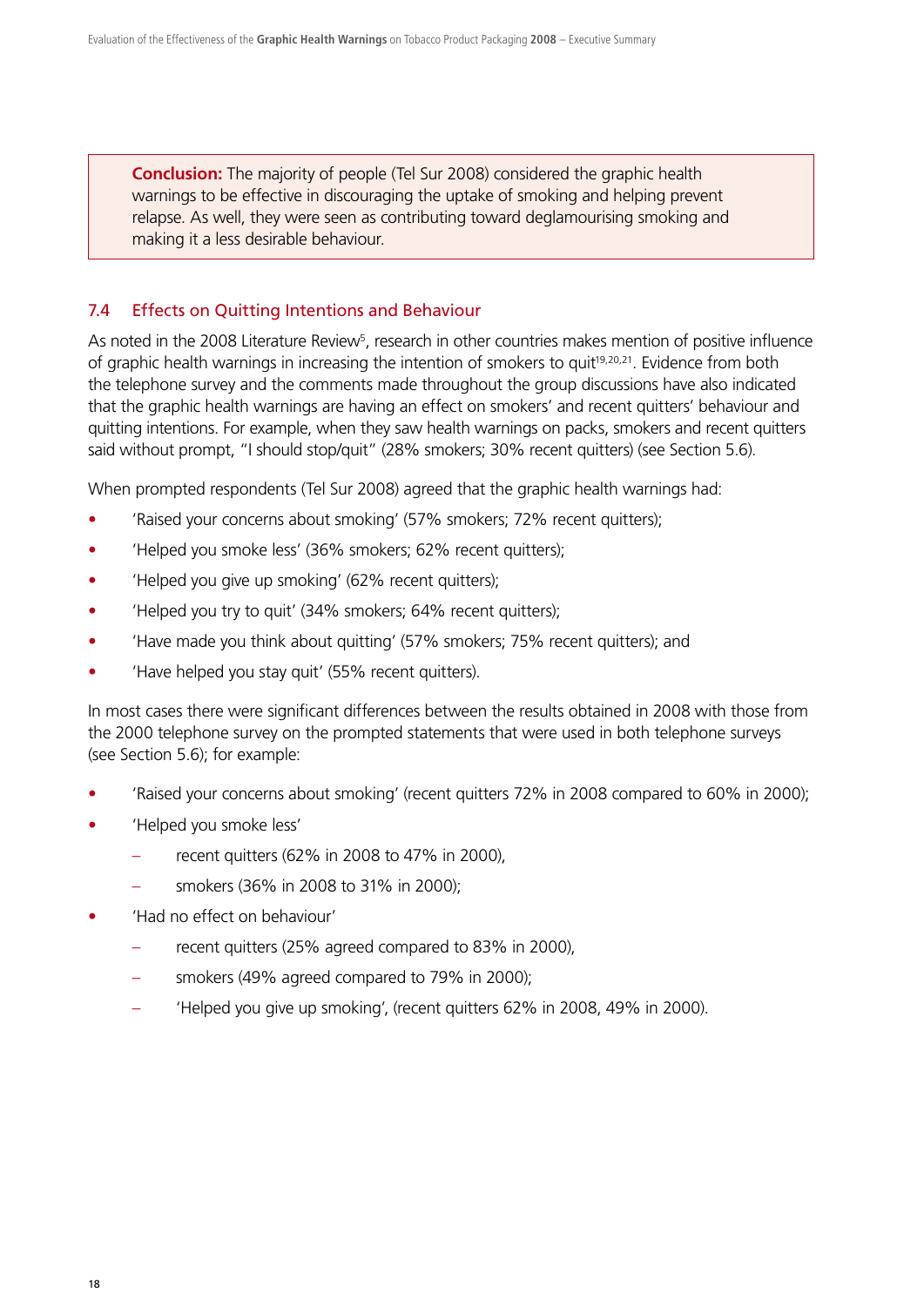> **Conclusion:** The majority of people (Tel Sur 2008) considered the graphic health warnings to be effective in discouraging the uptake of smoking and helping prevent relapse. As well, they were seen as contributing toward deglamourising smoking and making it a less desirable behaviour.

## 7.4 Effects on Quitting Intentions and Behaviour

As noted in the 2008 Literature Review[5], research in other countries makes mention of positive influence of graphic health warnings in increasing the intention of smokers to quit[19,20,21]. Evidence from both the telephone survey and the comments made throughout the group discussions have also indicated that the graphic health warnings are having an effect on smokers' and recent quitters' behaviour and quitting intentions. For example, when they saw health warnings on packs, smokers and recent quitters said without prompt, "I should stop/quit" (28% smokers; 30% recent quitters) (see Section 5.6).

When prompted respondents (Tel Sur 2008) agreed that the graphic health warnings had:

- 'Raised your concerns about smoking' (57% smokers; 72% recent quitters);
- 'Helped you smoke less' (36% smokers; 62% recent quitters);
- 'Helped you give up smoking' (62% recent quitters);
- 'Helped you try to quit' (34% smokers; 64% recent quitters);
- 'Have made you think about quitting' (57% smokers; 75% recent quitters); and
- 'Have helped you stay quit' (55% recent quitters).

In most cases there were significant differences between the results obtained in 2008 with those from the 2000 telephone survey on the prompted statements that were used in both telephone surveys (see Section 5.6); for example:

- 'Raised your concerns about smoking' (recent quitters 72% in 2008 compared to 60% in 2000);
- 'Helped you smoke less'
  - recent quitters (62% in 2008 to 47% in 2000),
  - smokers (36% in 2008 to 31% in 2000);
- 'Had no effect on behaviour'
  - recent quitters (25% agreed compared to 83% in 2000),
  - smokers (49% agreed compared to 79% in 2000);
  - 'Helped you give up smoking', (recent quitters 62% in 2008, 49% in 2000).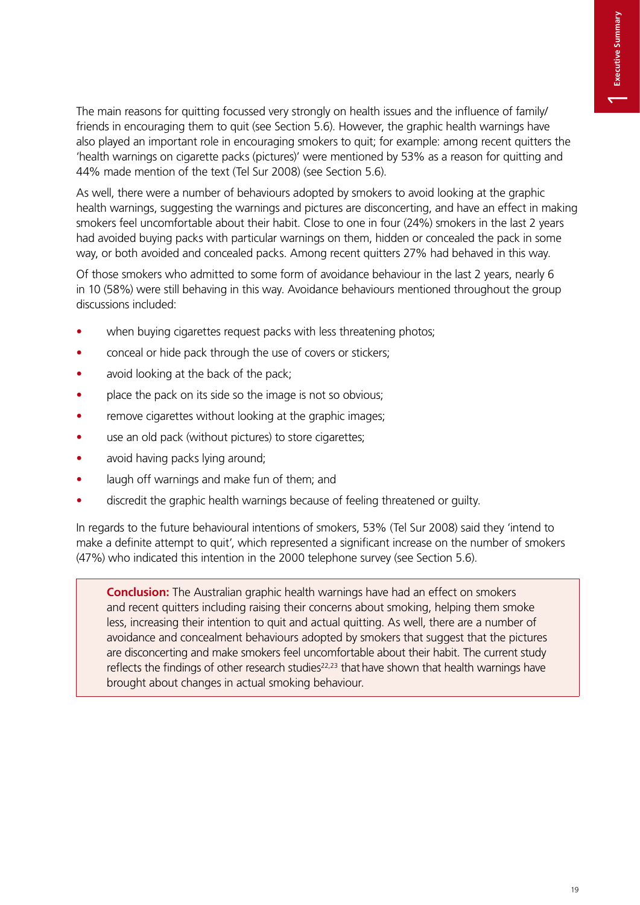The main reasons for quitting focussed very strongly on health issues and the influence of family/friends in encouraging them to quit (see Section 5.6). However, the graphic health warnings have also played an important role in encouraging smokers to quit; for example: among recent quitters the 'health warnings on cigarette packs (pictures)' were mentioned by 53% as a reason for quitting and 44% made mention of the text (Tel Sur 2008) (see Section 5.6).

As well, there were a number of behaviours adopted by smokers to avoid looking at the graphic health warnings, suggesting the warnings and pictures are disconcerting, and have an effect in making smokers feel uncomfortable about their habit. Close to one in four (24%) smokers in the last 2 years had avoided buying packs with particular warnings on them, hidden or concealed the pack in some way, or both avoided and concealed packs. Among recent quitters 27% had behaved in this way.

Of those smokers who admitted to some form of avoidance behaviour in the last 2 years, nearly 6 in 10 (58%) were still behaving in this way. Avoidance behaviours mentioned throughout the group discussions included:

- when buying cigarettes request packs with less threatening photos;
- conceal or hide pack through the use of covers or stickers;
- avoid looking at the back of the pack;
- place the pack on its side so the image is not so obvious;
- remove cigarettes without looking at the graphic images;
- use an old pack (without pictures) to store cigarettes;
- avoid having packs lying around;
- laugh off warnings and make fun of them; and
- discredit the graphic health warnings because of feeling threatened or guilty.

In regards to the future behavioural intentions of smokers, 53% (Tel Sur 2008) said they 'intend to make a definite attempt to quit', which represented a significant increase on the number of smokers (47%) who indicated this intention in the 2000 telephone survey (see Section 5.6).

> **Conclusion:** The Australian graphic health warnings have had an effect on smokers and recent quitters including raising their concerns about smoking, helping them smoke less, increasing their intention to quit and actual quitting. As well, there are a number of avoidance and concealment behaviours adopted by smokers that suggest that the pictures are disconcerting and make smokers feel uncomfortable about their habit. The current study reflects the findings of other research studies[22,23] that have shown that health warnings have brought about changes in actual smoking behaviour.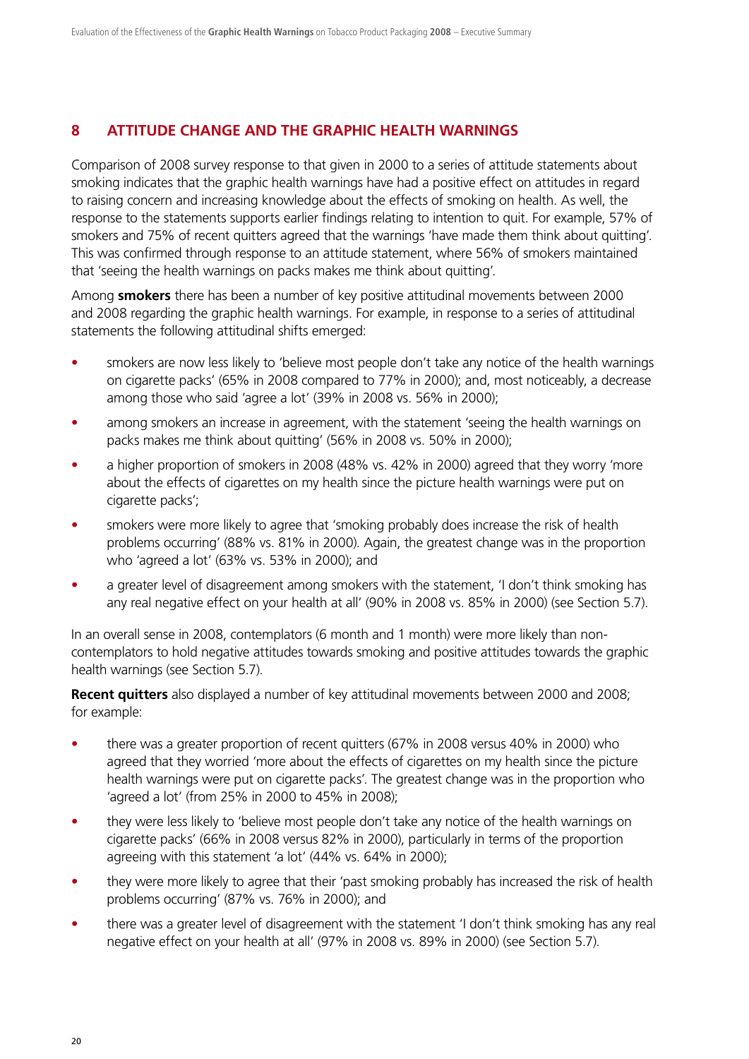## 8 ATTITUDE CHANGE AND THE GRAPHIC HEALTH WARNINGS

Comparison of 2008 survey response to that given in 2000 to a series of attitude statements about smoking indicates that the graphic health warnings have had a positive effect on attitudes in regard to raising concern and increasing knowledge about the effects of smoking on health. As well, the response to the statements supports earlier findings relating to intention to quit. For example, 57% of smokers and 75% of recent quitters agreed that the warnings 'have made them think about quitting'. This was confirmed through response to an attitude statement, where 56% of smokers maintained that 'seeing the health warnings on packs makes me think about quitting'.

Among **smokers** there has been a number of key positive attitudinal movements between 2000 and 2008 regarding the graphic health warnings. For example, in response to a series of attitudinal statements the following attitudinal shifts emerged:

- smokers are now less likely to 'believe most people don't take any notice of the health warnings on cigarette packs' (65% in 2008 compared to 77% in 2000); and, most noticeably, a decrease among those who said 'agree a lot' (39% in 2008 vs. 56% in 2000);
- among smokers an increase in agreement, with the statement 'seeing the health warnings on packs makes me think about quitting' (56% in 2008 vs. 50% in 2000);
- a higher proportion of smokers in 2008 (48% vs. 42% in 2000) agreed that they worry 'more about the effects of cigarettes on my health since the picture health warnings were put on cigarette packs';
- smokers were more likely to agree that 'smoking probably does increase the risk of health problems occurring' (88% vs. 81% in 2000). Again, the greatest change was in the proportion who 'agreed a lot' (63% vs. 53% in 2000); and
- a greater level of disagreement among smokers with the statement, 'I don't think smoking has any real negative effect on your health at all' (90% in 2008 vs. 85% in 2000) (see Section 5.7).

In an overall sense in 2008, contemplators (6 month and 1 month) were more likely than non-contemplators to hold negative attitudes towards smoking and positive attitudes towards the graphic health warnings (see Section 5.7).

**Recent quitters** also displayed a number of key attitudinal movements between 2000 and 2008; for example:

- there was a greater proportion of recent quitters (67% in 2008 versus 40% in 2000) who agreed that they worried 'more about the effects of cigarettes on my health since the picture health warnings were put on cigarette packs'. The greatest change was in the proportion who 'agreed a lot' (from 25% in 2000 to 45% in 2008);
- they were less likely to 'believe most people don't take any notice of the health warnings on cigarette packs' (66% in 2008 versus 82% in 2000), particularly in terms of the proportion agreeing with this statement 'a lot' (44% vs. 64% in 2000);
- they were more likely to agree that their 'past smoking probably has increased the risk of health problems occurring' (87% vs. 76% in 2000); and
- there was a greater level of disagreement with the statement 'I don't think smoking has any real negative effect on your health at all' (97% in 2008 vs. 89% in 2000) (see Section 5.7).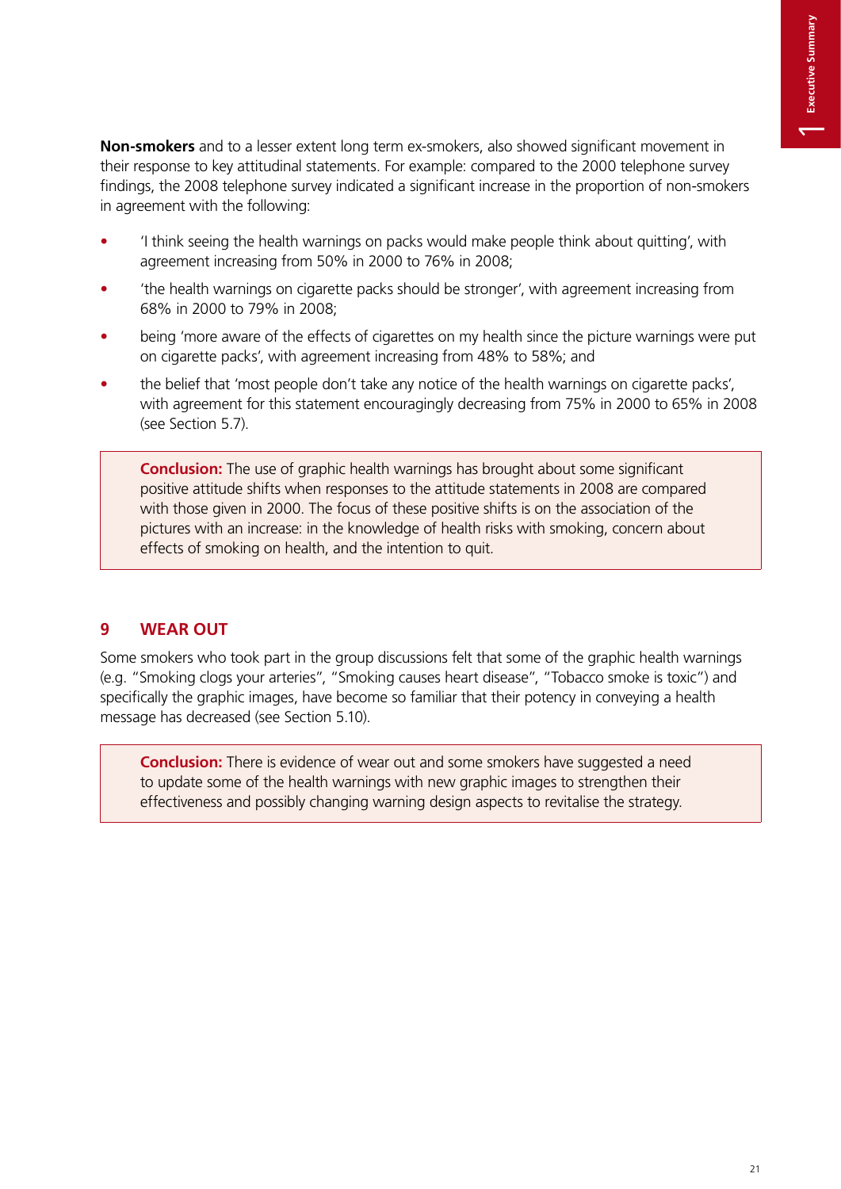**Non-smokers** and to a lesser extent long term ex-smokers, also showed significant movement in their response to key attitudinal statements. For example: compared to the 2000 telephone survey findings, the 2008 telephone survey indicated a significant increase in the proportion of non-smokers in agreement with the following:

- 'I think seeing the health warnings on packs would make people think about quitting', with agreement increasing from 50% in 2000 to 76% in 2008;
- 'the health warnings on cigarette packs should be stronger', with agreement increasing from 68% in 2000 to 79% in 2008;
- being 'more aware of the effects of cigarettes on my health since the picture warnings were put on cigarette packs', with agreement increasing from 48% to 58%; and
- the belief that 'most people don't take any notice of the health warnings on cigarette packs', with agreement for this statement encouragingly decreasing from 75% in 2000 to 65% in 2008 (see Section 5.7).

> **Conclusion:** The use of graphic health warnings has brought about some significant positive attitude shifts when responses to the attitude statements in 2008 are compared with those given in 2000. The focus of these positive shifts is on the association of the pictures with an increase: in the knowledge of health risks with smoking, concern about effects of smoking on health, and the intention to quit.

## 9 WEAR OUT

Some smokers who took part in the group discussions felt that some of the graphic health warnings (e.g. "Smoking clogs your arteries", "Smoking causes heart disease", "Tobacco smoke is toxic") and specifically the graphic images, have become so familiar that their potency in conveying a health message has decreased (see Section 5.10).

> **Conclusion:** There is evidence of wear out and some smokers have suggested a need to update some of the health warnings with new graphic images to strengthen their effectiveness and possibly changing warning design aspects to revitalise the strategy.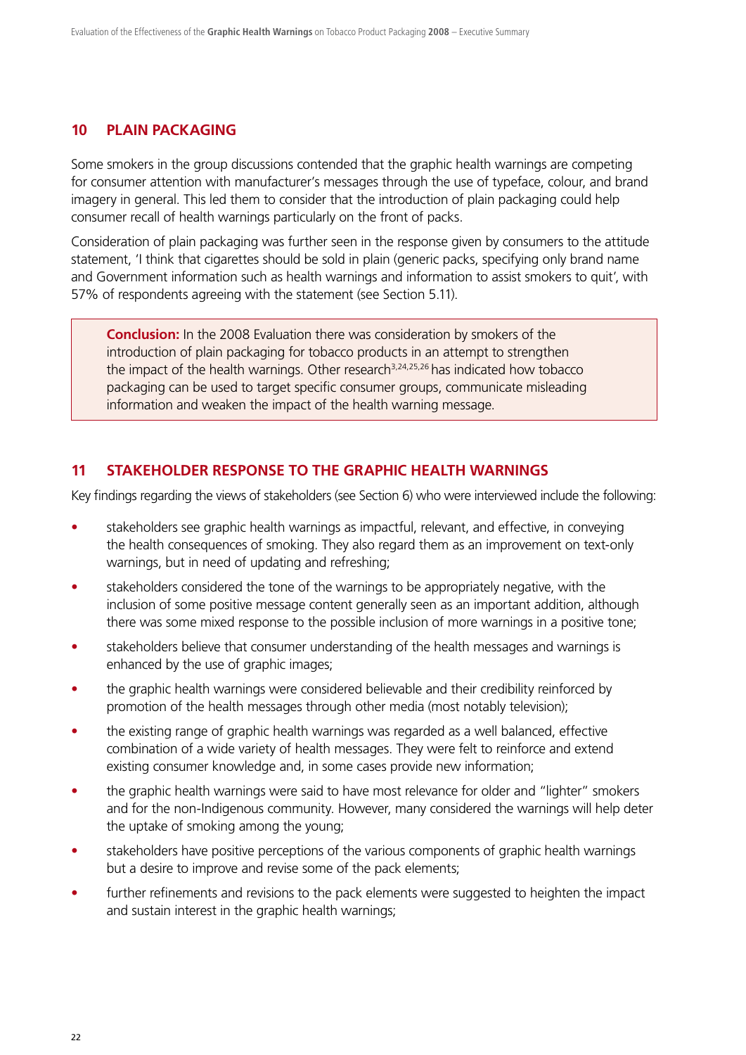## 10 PLAIN PACKAGING

Some smokers in the group discussions contended that the graphic health warnings are competing for consumer attention with manufacturer's messages through the use of typeface, colour, and brand imagery in general. This led them to consider that the introduction of plain packaging could help consumer recall of health warnings particularly on the front of packs.

Consideration of plain packaging was further seen in the response given by consumers to the attitude statement, 'I think that cigarettes should be sold in plain (generic packs, specifying only brand name and Government information such as health warnings and information to assist smokers to quit', with 57% of respondents agreeing with the statement (see Section 5.11).

> **Conclusion:** In the 2008 Evaluation there was consideration by smokers of the introduction of plain packaging for tobacco products in an attempt to strengthen the impact of the health warnings. Other research[3,24,25,26] has indicated how tobacco packaging can be used to target specific consumer groups, communicate misleading information and weaken the impact of the health warning message.

## 11 STAKEHOLDER RESPONSE TO THE GRAPHIC HEALTH WARNINGS

Key findings regarding the views of stakeholders (see Section 6) who were interviewed include the following:

- stakeholders see graphic health warnings as impactful, relevant, and effective, in conveying the health consequences of smoking. They also regard them as an improvement on text-only warnings, but in need of updating and refreshing;
- stakeholders considered the tone of the warnings to be appropriately negative, with the inclusion of some positive message content generally seen as an important addition, although there was some mixed response to the possible inclusion of more warnings in a positive tone;
- stakeholders believe that consumer understanding of the health messages and warnings is enhanced by the use of graphic images;
- the graphic health warnings were considered believable and their credibility reinforced by promotion of the health messages through other media (most notably television);
- the existing range of graphic health warnings was regarded as a well balanced, effective combination of a wide variety of health messages. They were felt to reinforce and extend existing consumer knowledge and, in some cases provide new information;
- the graphic health warnings were said to have most relevance for older and "lighter" smokers and for the non-Indigenous community. However, many considered the warnings will help deter the uptake of smoking among the young;
- stakeholders have positive perceptions of the various components of graphic health warnings but a desire to improve and revise some of the pack elements;
- further refinements and revisions to the pack elements were suggested to heighten the impact and sustain interest in the graphic health warnings;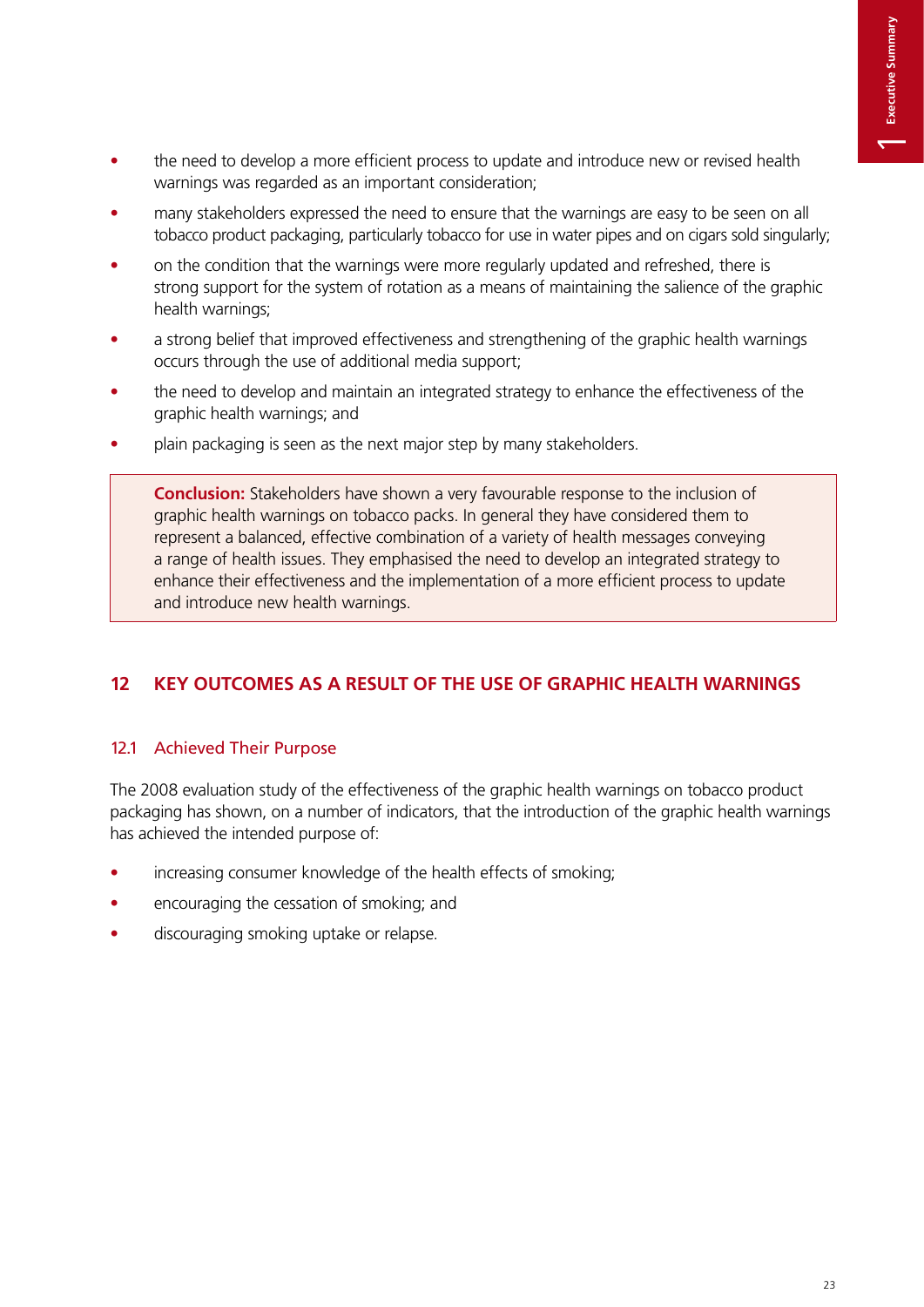- the need to develop a more efficient process to update and introduce new or revised health warnings was regarded as an important consideration;
- many stakeholders expressed the need to ensure that the warnings are easy to be seen on all tobacco product packaging, particularly tobacco for use in water pipes and on cigars sold singularly;
- on the condition that the warnings were more regularly updated and refreshed, there is strong support for the system of rotation as a means of maintaining the salience of the graphic health warnings;
- a strong belief that improved effectiveness and strengthening of the graphic health warnings occurs through the use of additional media support;
- the need to develop and maintain an integrated strategy to enhance the effectiveness of the graphic health warnings; and
- plain packaging is seen as the next major step by many stakeholders.

> **Conclusion:** Stakeholders have shown a very favourable response to the inclusion of graphic health warnings on tobacco packs. In general they have considered them to represent a balanced, effective combination of a variety of health messages conveying a range of health issues. They emphasised the need to develop an integrated strategy to enhance their effectiveness and the implementation of a more efficient process to update and introduce new health warnings.

## 12 KEY OUTCOMES AS A RESULT OF THE USE OF GRAPHIC HEALTH WARNINGS

### 12.1 Achieved Their Purpose

The 2008 evaluation study of the effectiveness of the graphic health warnings on tobacco product packaging has shown, on a number of indicators, that the introduction of the graphic health warnings has achieved the intended purpose of:

- increasing consumer knowledge of the health effects of smoking;
- encouraging the cessation of smoking; and
- discouraging smoking uptake or relapse.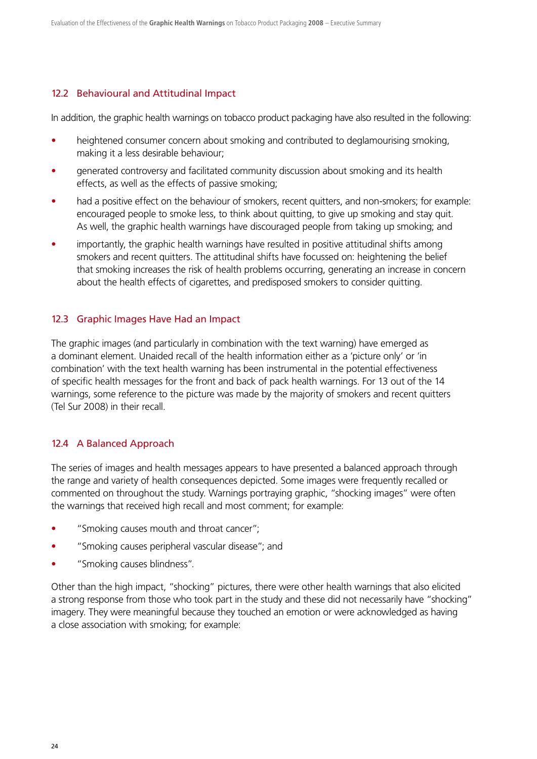## 12.2 Behavioural and Attitudinal Impact

In addition, the graphic health warnings on tobacco product packaging have also resulted in the following:

- heightened consumer concern about smoking and contributed to deglamourising smoking, making it a less desirable behaviour;
- generated controversy and facilitated community discussion about smoking and its health effects, as well as the effects of passive smoking;
- had a positive effect on the behaviour of smokers, recent quitters, and non-smokers; for example: encouraged people to smoke less, to think about quitting, to give up smoking and stay quit. As well, the graphic health warnings have discouraged people from taking up smoking; and
- importantly, the graphic health warnings have resulted in positive attitudinal shifts among smokers and recent quitters. The attitudinal shifts have focussed on: heightening the belief that smoking increases the risk of health problems occurring, generating an increase in concern about the health effects of cigarettes, and predisposed smokers to consider quitting.

## 12.3 Graphic Images Have Had an Impact

The graphic images (and particularly in combination with the text warning) have emerged as a dominant element. Unaided recall of the health information either as a 'picture only' or 'in combination' with the text health warning has been instrumental in the potential effectiveness of specific health messages for the front and back of pack health warnings. For 13 out of the 14 warnings, some reference to the picture was made by the majority of smokers and recent quitters (Tel Sur 2008) in their recall.

## 12.4 A Balanced Approach

The series of images and health messages appears to have presented a balanced approach through the range and variety of health consequences depicted. Some images were frequently recalled or commented on throughout the study. Warnings portraying graphic, "shocking images" were often the warnings that received high recall and most comment; for example:

- "Smoking causes mouth and throat cancer";
- "Smoking causes peripheral vascular disease"; and
- "Smoking causes blindness".

Other than the high impact, "shocking" pictures, there were other health warnings that also elicited a strong response from those who took part in the study and these did not necessarily have "shocking" imagery. They were meaningful because they touched an emotion or were acknowledged as having a close association with smoking; for example: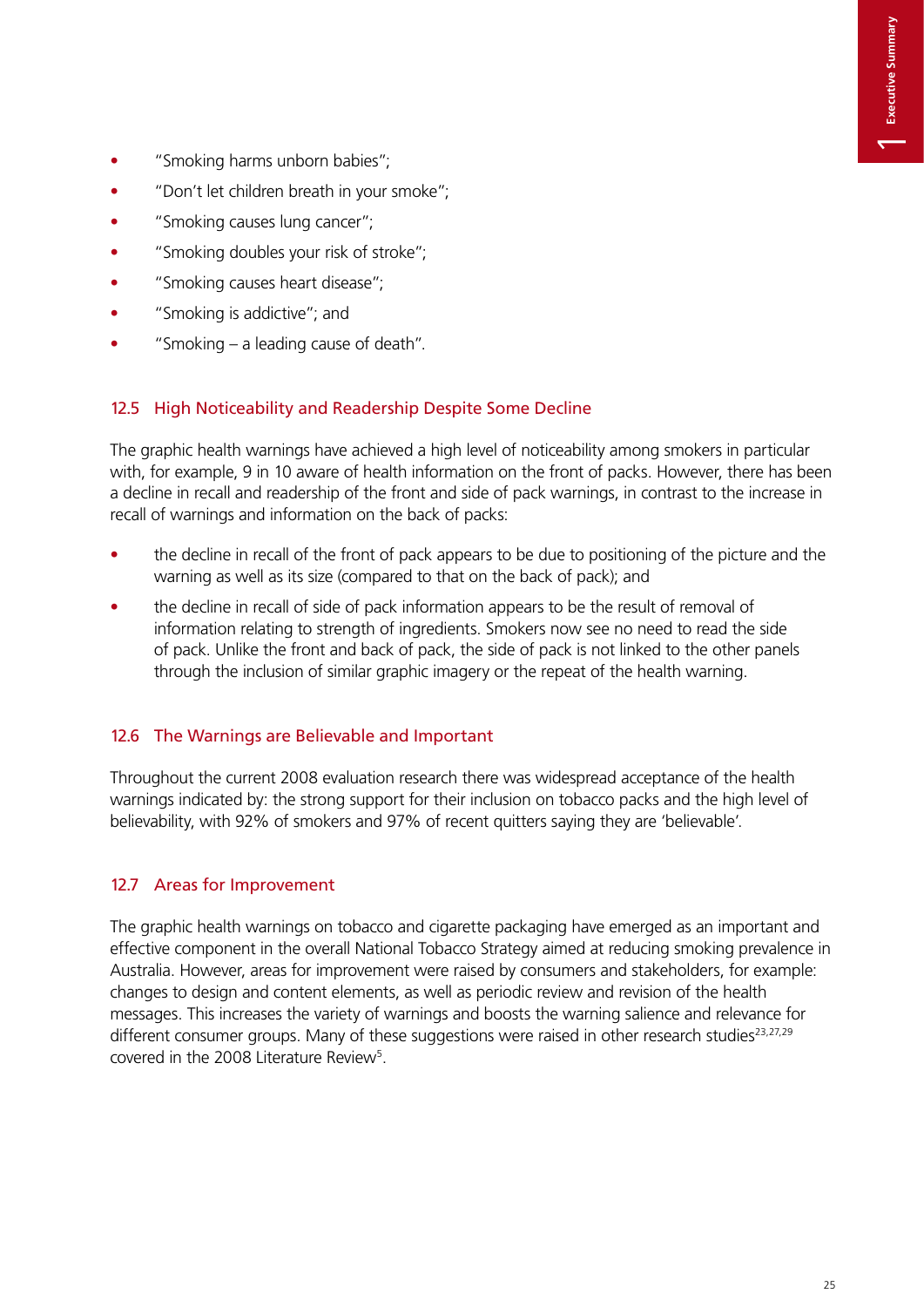- "Smoking harms unborn babies";
- "Don't let children breath in your smoke";
- "Smoking causes lung cancer";
- "Smoking doubles your risk of stroke";
- "Smoking causes heart disease";
- "Smoking is addictive"; and
- "Smoking – a leading cause of death".

### 12.5 High Noticeability and Readership Despite Some Decline

The graphic health warnings have achieved a high level of noticeability among smokers in particular with, for example, 9 in 10 aware of health information on the front of packs. However, there has been a decline in recall and readership of the front and side of pack warnings, in contrast to the increase in recall of warnings and information on the back of packs:

- the decline in recall of the front of pack appears to be due to positioning of the picture and the warning as well as its size (compared to that on the back of pack); and
- the decline in recall of side of pack information appears to be the result of removal of information relating to strength of ingredients. Smokers now see no need to read the side of pack. Unlike the front and back of pack, the side of pack is not linked to the other panels through the inclusion of similar graphic imagery or the repeat of the health warning.

### 12.6 The Warnings are Believable and Important

Throughout the current 2008 evaluation research there was widespread acceptance of the health warnings indicated by: the strong support for their inclusion on tobacco packs and the high level of believability, with 92% of smokers and 97% of recent quitters saying they are 'believable'.

### 12.7 Areas for Improvement

The graphic health warnings on tobacco and cigarette packaging have emerged as an important and effective component in the overall National Tobacco Strategy aimed at reducing smoking prevalence in Australia. However, areas for improvement were raised by consumers and stakeholders, for example: changes to design and content elements, as well as periodic review and revision of the health messages. This increases the variety of warnings and boosts the warning salience and relevance for different consumer groups. Many of these suggestions were raised in other research studies[23,27,29] covered in the 2008 Literature Review[5].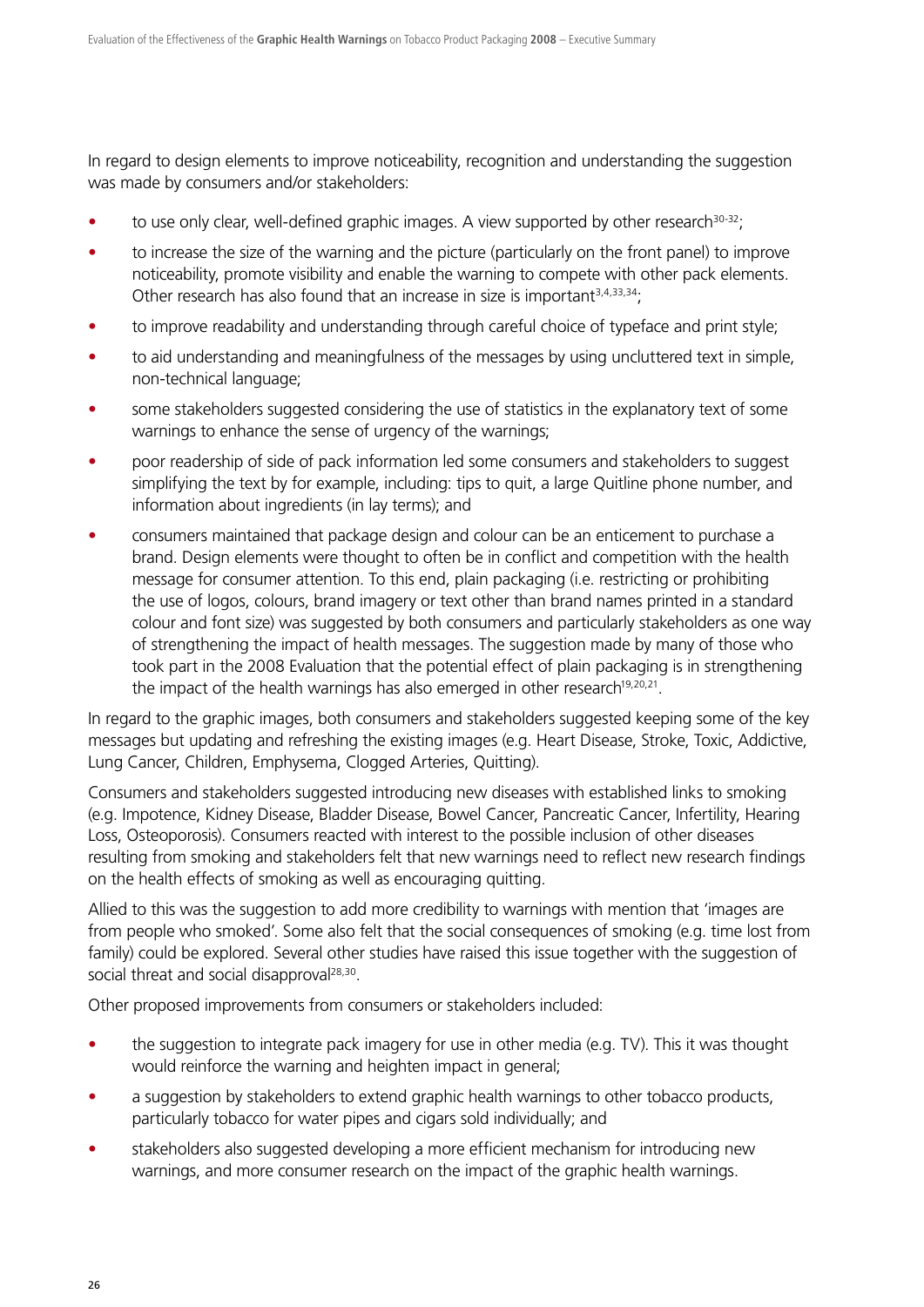In regard to design elements to improve noticeability, recognition and understanding the suggestion was made by consumers and/or stakeholders:

- to use only clear, well-defined graphic images. A view supported by other research[30-32];
- to increase the size of the warning and the picture (particularly on the front panel) to improve noticeability, promote visibility and enable the warning to compete with other pack elements. Other research has also found that an increase in size is important[3,4,33,34];
- to improve readability and understanding through careful choice of typeface and print style;
- to aid understanding and meaningfulness of the messages by using uncluttered text in simple, non-technical language;
- some stakeholders suggested considering the use of statistics in the explanatory text of some warnings to enhance the sense of urgency of the warnings;
- poor readership of side of pack information led some consumers and stakeholders to suggest simplifying the text by for example, including: tips to quit, a large Quitline phone number, and information about ingredients (in lay terms); and
- consumers maintained that package design and colour can be an enticement to purchase a brand. Design elements were thought to often be in conflict and competition with the health message for consumer attention. To this end, plain packaging (i.e. restricting or prohibiting the use of logos, colours, brand imagery or text other than brand names printed in a standard colour and font size) was suggested by both consumers and particularly stakeholders as one way of strengthening the impact of health messages. The suggestion made by many of those who took part in the 2008 Evaluation that the potential effect of plain packaging is in strengthening the impact of the health warnings has also emerged in other research[19,20,21].

In regard to the graphic images, both consumers and stakeholders suggested keeping some of the key messages but updating and refreshing the existing images (e.g. Heart Disease, Stroke, Toxic, Addictive, Lung Cancer, Children, Emphysema, Clogged Arteries, Quitting).

Consumers and stakeholders suggested introducing new diseases with established links to smoking (e.g. Impotence, Kidney Disease, Bladder Disease, Bowel Cancer, Pancreatic Cancer, Infertility, Hearing Loss, Osteoporosis). Consumers reacted with interest to the possible inclusion of other diseases resulting from smoking and stakeholders felt that new warnings need to reflect new research findings on the health effects of smoking as well as encouraging quitting.

Allied to this was the suggestion to add more credibility to warnings with mention that 'images are from people who smoked'. Some also felt that the social consequences of smoking (e.g. time lost from family) could be explored. Several other studies have raised this issue together with the suggestion of social threat and social disapproval[28,30].

Other proposed improvements from consumers or stakeholders included:

- the suggestion to integrate pack imagery for use in other media (e.g. TV). This it was thought would reinforce the warning and heighten impact in general;
- a suggestion by stakeholders to extend graphic health warnings to other tobacco products, particularly tobacco for water pipes and cigars sold individually; and
- stakeholders also suggested developing a more efficient mechanism for introducing new warnings, and more consumer research on the impact of the graphic health warnings.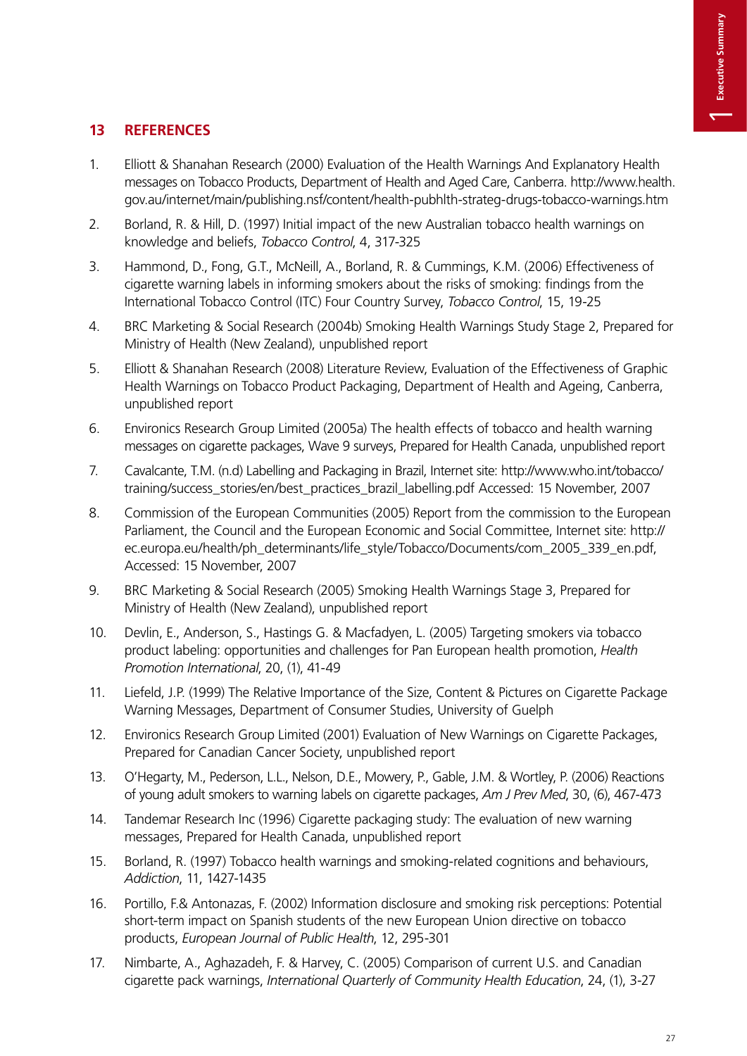## 13 REFERENCES

1. Elliott & Shanahan Research (2000) Evaluation of the Health Warnings And Explanatory Health messages on Tobacco Products, Department of Health and Aged Care, Canberra. http://www.health.gov.au/internet/main/publishing.nsf/content/health-pubhlth-strateg-drugs-tobacco-warnings.htm
2. Borland, R. & Hill, D. (1997) Initial impact of the new Australian tobacco health warnings on knowledge and beliefs, *Tobacco Control*, 4, 317-325
3. Hammond, D., Fong, G.T., McNeill, A., Borland, R. & Cummings, K.M. (2006) Effectiveness of cigarette warning labels in informing smokers about the risks of smoking: findings from the International Tobacco Control (ITC) Four Country Survey, *Tobacco Control*, 15, 19-25
4. BRC Marketing & Social Research (2004b) Smoking Health Warnings Study Stage 2, Prepared for Ministry of Health (New Zealand), unpublished report
5. Elliott & Shanahan Research (2008) Literature Review, Evaluation of the Effectiveness of Graphic Health Warnings on Tobacco Product Packaging, Department of Health and Ageing, Canberra, unpublished report
6. Environics Research Group Limited (2005a) The health effects of tobacco and health warning messages on cigarette packages, Wave 9 surveys, Prepared for Health Canada, unpublished report
7. Cavalcante, T.M. (n.d) Labelling and Packaging in Brazil, Internet site: http://www.who.int/tobacco/training/success_stories/en/best_practices_brazil_labelling.pdf Accessed: 15 November, 2007
8. Commission of the European Communities (2005) Report from the commission to the European Parliament, the Council and the European Economic and Social Committee, Internet site: http://ec.europa.eu/health/ph_determinants/life_style/Tobacco/Documents/com_2005_339_en.pdf, Accessed: 15 November, 2007
9. BRC Marketing & Social Research (2005) Smoking Health Warnings Stage 3, Prepared for Ministry of Health (New Zealand), unpublished report
10. Devlin, E., Anderson, S., Hastings G. & Macfadyen, L. (2005) Targeting smokers via tobacco product labeling: opportunities and challenges for Pan European health promotion, *Health Promotion International*, 20, (1), 41-49
11. Liefeld, J.P. (1999) The Relative Importance of the Size, Content & Pictures on Cigarette Package Warning Messages, Department of Consumer Studies, University of Guelph
12. Environics Research Group Limited (2001) Evaluation of New Warnings on Cigarette Packages, Prepared for Canadian Cancer Society, unpublished report
13. O'Hegarty, M., Pederson, L.L., Nelson, D.E., Mowery, P., Gable, J.M. & Wortley, P. (2006) Reactions of young adult smokers to warning labels on cigarette packages, *Am J Prev Med*, 30, (6), 467-473
14. Tandemar Research Inc (1996) Cigarette packaging study: The evaluation of new warning messages, Prepared for Health Canada, unpublished report
15. Borland, R. (1997) Tobacco health warnings and smoking-related cognitions and behaviours, *Addiction*, 11, 1427-1435
16. Portillo, F.& Antonazas, F. (2002) Information disclosure and smoking risk perceptions: Potential short-term impact on Spanish students of the new European Union directive on tobacco products, *European Journal of Public Health*, 12, 295-301
17. Nimbarte, A., Aghazadeh, F. & Harvey, C. (2005) Comparison of current U.S. and Canadian cigarette pack warnings, *International Quarterly of Community Health Education*, 24, (1), 3-27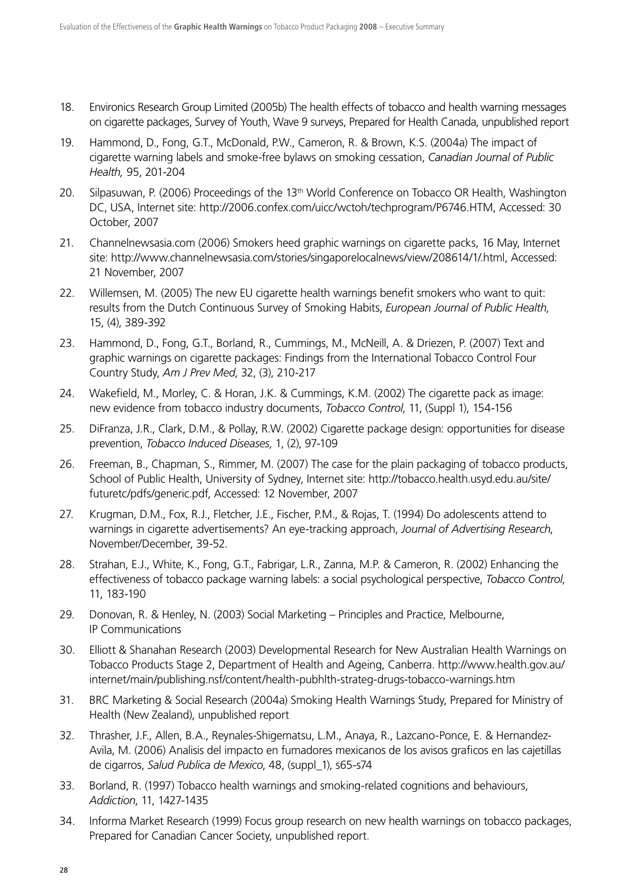18. Environics Research Group Limited (2005b) The health effects of tobacco and health warning messages on cigarette packages, Survey of Youth, Wave 9 surveys, Prepared for Health Canada, unpublished report

19. Hammond, D., Fong, G.T., McDonald, P.W., Cameron, R. & Brown, K.S. (2004a) The impact of cigarette warning labels and smoke-free bylaws on smoking cessation, *Canadian Journal of Public Health,* 95, 201-204

20. Silpasuwan, P. (2006) Proceedings of the 13th World Conference on Tobacco OR Health, Washington DC, USA, Internet site: http://2006.confex.com/uicc/wctoh/techprogram/P6746.HTM, Accessed: 30 October, 2007

21. Channelnewsasia.com (2006) Smokers heed graphic warnings on cigarette packs, 16 May, Internet site: http://www.channelnewsasia.com/stories/singaporelocalnews/view/208614/1/.html, Accessed: 21 November, 2007

22. Willemsen, M. (2005) The new EU cigarette health warnings benefit smokers who want to quit: results from the Dutch Continuous Survey of Smoking Habits, *European Journal of Public Health*, 15, (4), 389-392

23. Hammond, D., Fong, G.T., Borland, R., Cummings, M., McNeill, A. & Driezen, P. (2007) Text and graphic warnings on cigarette packages: Findings from the International Tobacco Control Four Country Study, *Am J Prev Med*, 32, (3), 210-217

24. Wakefield, M., Morley, C. & Horan, J.K. & Cummings, K.M. (2002) The cigarette pack as image: new evidence from tobacco industry documents, *Tobacco Control*, 11, (Suppl 1), 154-156

25. DiFranza, J.R., Clark, D.M., & Pollay, R.W. (2002) Cigarette package design: opportunities for disease prevention, *Tobacco Induced Diseases*, 1, (2), 97-109

26. Freeman, B., Chapman, S., Rimmer, M. (2007) The case for the plain packaging of tobacco products, School of Public Health, University of Sydney, Internet site: http://tobacco.health.usyd.edu.au/site/futuretc/pdfs/generic.pdf, Accessed: 12 November, 2007

27. Krugman, D.M., Fox, R.J., Fletcher, J.E., Fischer, P.M., & Rojas, T. (1994) Do adolescents attend to warnings in cigarette advertisements? An eye-tracking approach, *Journal of Advertising Research*, November/December, 39-52.

28. Strahan, E.J., White, K., Fong, G.T., Fabrigar, L.R., Zanna, M.P. & Cameron, R. (2002) Enhancing the effectiveness of tobacco package warning labels: a social psychological perspective, *Tobacco Control*, 11, 183-190

29. Donovan, R. & Henley, N. (2003) Social Marketing – Principles and Practice, Melbourne, IP Communications

30. Elliott & Shanahan Research (2003) Developmental Research for New Australian Health Warnings on Tobacco Products Stage 2, Department of Health and Ageing, Canberra. http://www.health.gov.au/internet/main/publishing.nsf/content/health-pubhlth-strateg-drugs-tobacco-warnings.htm

31. BRC Marketing & Social Research (2004a) Smoking Health Warnings Study, Prepared for Ministry of Health (New Zealand), unpublished report

32. Thrasher, J.F., Allen, B.A., Reynales-Shigematsu, L.M., Anaya, R., Lazcano-Ponce, E. & Hernandez-Avila, M. (2006) Analisis del impacto en fumadores mexicanos de los avisos graficos en las cajetillas de cigarros, *Salud Publica de Mexico*, 48, (suppl_1), s65-s74

33. Borland, R. (1997) Tobacco health warnings and smoking-related cognitions and behaviours, *Addiction*, 11, 1427-1435

34. Informa Market Research (1999) Focus group research on new health warnings on tobacco packages, Prepared for Canadian Cancer Society, unpublished report.